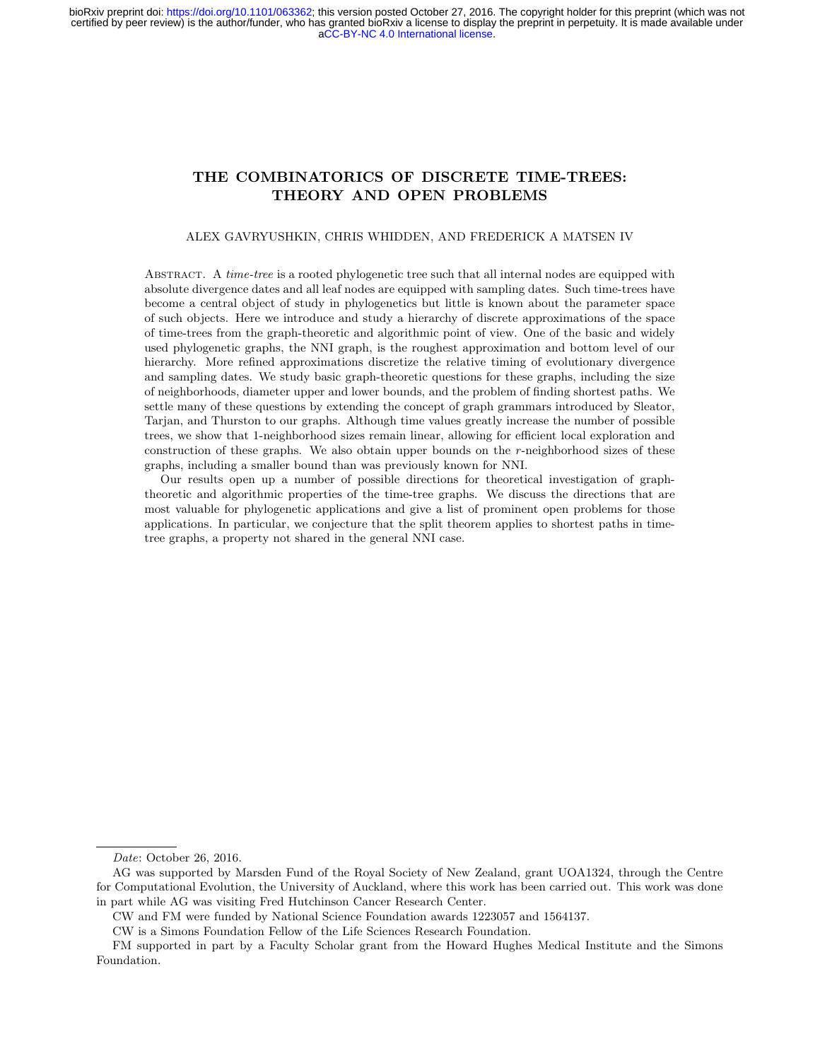# THE COMBINATORICS OF DISCRETE TIME-TREES: THEORY AND OPEN PROBLEMS

ALEX GAVRYUSHKIN, CHRIS WHIDDEN, AND FREDERICK A MATSEN IV

Abstract. A *time-tree* is a rooted phylogenetic tree such that all internal nodes are equipped with absolute divergence dates and all leaf nodes are equipped with sampling dates. Such time-trees have become a central object of study in phylogenetics but little is known about the parameter space of such objects. Here we introduce and study a hierarchy of discrete approximations of the space of time-trees from the graph-theoretic and algorithmic point of view. One of the basic and widely used phylogenetic graphs, the NNI graph, is the roughest approximation and bottom level of our hierarchy. More refined approximations discretize the relative timing of evolutionary divergence and sampling dates. We study basic graph-theoretic questions for these graphs, including the size of neighborhoods, diameter upper and lower bounds, and the problem of finding shortest paths. We settle many of these questions by extending the concept of graph grammars introduced by Sleator, Tarjan, and Thurston to our graphs. Although time values greatly increase the number of possible trees, we show that 1-neighborhood sizes remain linear, allowing for efficient local exploration and construction of these graphs. We also obtain upper bounds on the $r$-neighborhood sizes of these graphs, including a smaller bound than was previously known for NNI.

Our results open up a number of possible directions for theoretical investigation of graph-theoretic and algorithmic properties of the time-tree graphs. We discuss the directions that are most valuable for phylogenetic applications and give a list of prominent open problems for those applications. In particular, we conjecture that the split theorem applies to shortest paths in time-tree graphs, a property not shared in the general NNI case.

---

*Date*: October 26, 2016.

AG was supported by Marsden Fund of the Royal Society of New Zealand, grant UOA1324, through the Centre for Computational Evolution, the University of Auckland, where this work has been carried out. This work was done in part while AG was visiting Fred Hutchinson Cancer Research Center.

CW and FM were funded by National Science Foundation awards 1223057 and 1564137.

CW is a Simons Foundation Fellow of the Life Sciences Research Foundation.

FM supported in part by a Faculty Scholar grant from the Howard Hughes Medical Institute and the Simons Foundation.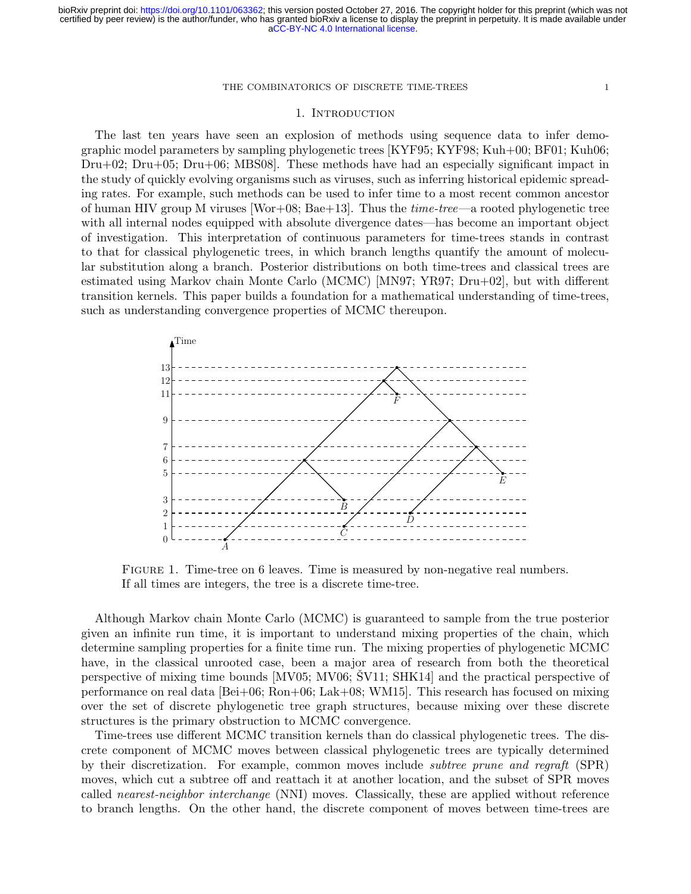## 1. Introduction

The last ten years have seen an explosion of methods using sequence data to infer demographic model parameters by sampling phylogenetic trees [KYF95; KYF98; Kuh+00; BF01; Kuh06; Dru+02; Dru+05; Dru+06; MBS08]. These methods have had an especially significant impact in the study of quickly evolving organisms such as viruses, such as inferring historical epidemic spreading rates. For example, such methods can be used to infer time to a most recent common ancestor of human HIV group M viruses [Wor+08; Bae+13]. Thus the *time-tree*—a rooted phylogenetic tree with all internal nodes equipped with absolute divergence dates—has become an important object of investigation. This interpretation of continuous parameters for time-trees stands in contrast to that for classical phylogenetic trees, in which branch lengths quantify the amount of molecular substitution along a branch. Posterior distributions on both time-trees and classical trees are estimated using Markov chain Monte Carlo (MCMC) [MN97; YR97; Dru+02], but with different transition kernels. This paper builds a foundation for a mathematical understanding of time-trees, such as understanding convergence properties of MCMC thereupon.

Figure 1. Time-tree on 6 leaves. Time is measured by non-negative real numbers. If all times are integers, the tree is a discrete time-tree.

Although Markov chain Monte Carlo (MCMC) is guaranteed to sample from the true posterior given an infinite run time, it is important to understand mixing properties of the chain, which determine sampling properties for a finite time run. The mixing properties of phylogenetic MCMC have, in the classical unrooted case, been a major area of research from both the theoretical perspective of mixing time bounds [MV05; MV06; ŠV11; SHK14] and the practical perspective of performance on real data [Bei+06; Ron+06; Lak+08; WM15]. This research has focused on mixing over the set of discrete phylogenetic tree graph structures, because mixing over these discrete structures is the primary obstruction to MCMC convergence.

Time-trees use different MCMC transition kernels than do classical phylogenetic trees. The discrete component of MCMC moves between classical phylogenetic trees are typically determined by their discretization. For example, common moves include *subtree prune and regraft* (SPR) moves, which cut a subtree off and reattach it at another location, and the subset of SPR moves called *nearest-neighbor interchange* (NNI) moves. Classically, these are applied without reference to branch lengths. On the other hand, the discrete component of moves between time-trees are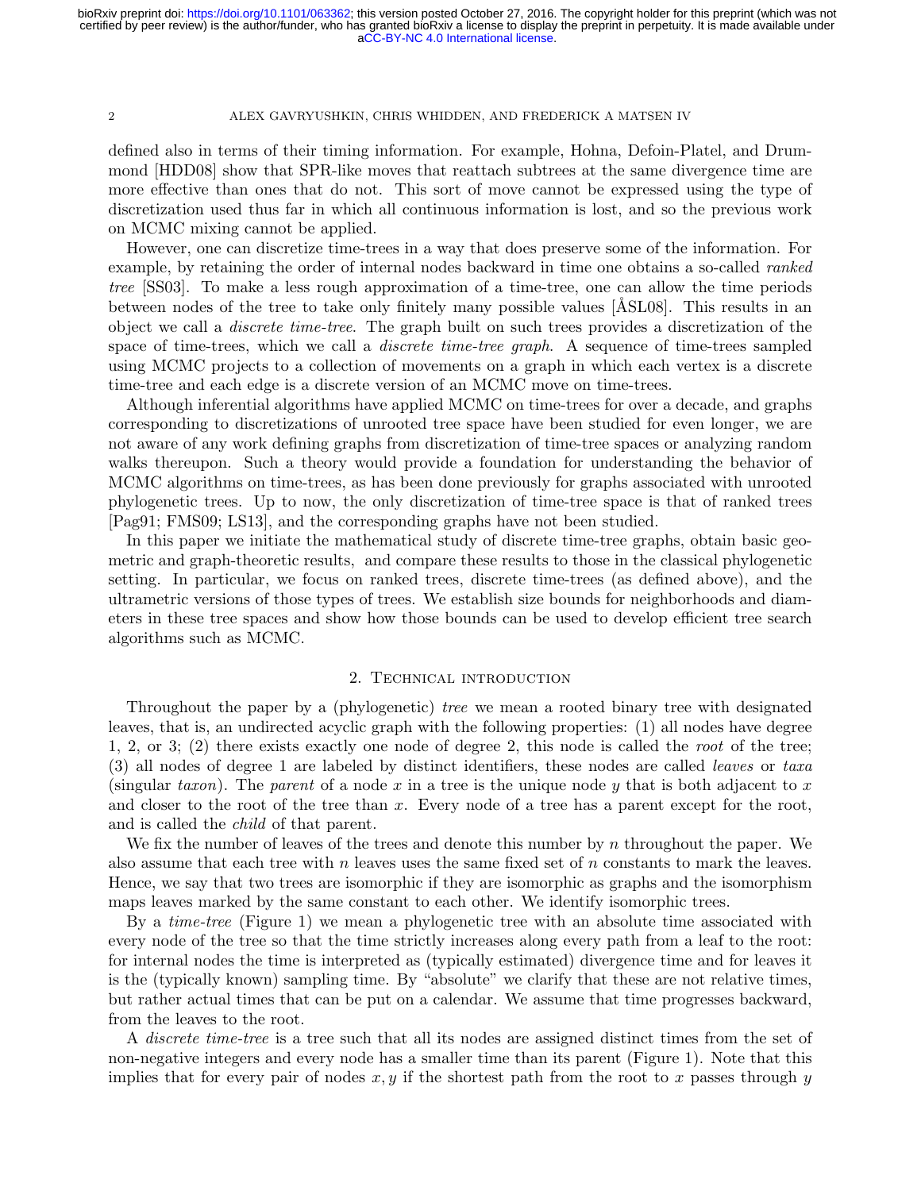defined also in terms of their timing information. For example, Hohna, Defoin-Platel, and Drummond [HDD08] show that SPR-like moves that reattach subtrees at the same divergence time are more effective than ones that do not. This sort of move cannot be expressed using the type of discretization used thus far in which all continuous information is lost, and so the previous work on MCMC mixing cannot be applied.

However, one can discretize time-trees in a way that does preserve some of the information. For example, by retaining the order of internal nodes backward in time one obtains a so-called *ranked tree* [SS03]. To make a less rough approximation of a time-tree, one can allow the time periods between nodes of the tree to take only finitely many possible values [ÅSL08]. This results in an object we call a *discrete time-tree*. The graph built on such trees provides a discretization of the space of time-trees, which we call a *discrete time-tree graph*. A sequence of time-trees sampled using MCMC projects to a collection of movements on a graph in which each vertex is a discrete time-tree and each edge is a discrete version of an MCMC move on time-trees.

Although inferential algorithms have applied MCMC on time-trees for over a decade, and graphs corresponding to discretizations of unrooted tree space have been studied for even longer, we are not aware of any work defining graphs from discretization of time-tree spaces or analyzing random walks thereupon. Such a theory would provide a foundation for understanding the behavior of MCMC algorithms on time-trees, as has been done previously for graphs associated with unrooted phylogenetic trees. Up to now, the only discretization of time-tree space is that of ranked trees [Pag91; FMS09; LS13], and the corresponding graphs have not been studied.

In this paper we initiate the mathematical study of discrete time-tree graphs, obtain basic geometric and graph-theoretic results, and compare these results to those in the classical phylogenetic setting. In particular, we focus on ranked trees, discrete time-trees (as defined above), and the ultrametric versions of those types of trees. We establish size bounds for neighborhoods and diameters in these tree spaces and show how those bounds can be used to develop efficient tree search algorithms such as MCMC.

## 2. Technical introduction

Throughout the paper by a (phylogenetic) *tree* we mean a rooted binary tree with designated leaves, that is, an undirected acyclic graph with the following properties: (1) all nodes have degree 1, 2, or 3; (2) there exists exactly one node of degree 2, this node is called the *root* of the tree; (3) all nodes of degree 1 are labeled by distinct identifiers, these nodes are called *leaves* or *taxa* (singular *taxon*). The *parent* of a node $x$ in a tree is the unique node $y$ that is both adjacent to $x$ and closer to the root of the tree than $x$. Every node of a tree has a parent except for the root, and is called the *child* of that parent.

We fix the number of leaves of the trees and denote this number by $n$ throughout the paper. We also assume that each tree with $n$ leaves uses the same fixed set of $n$ constants to mark the leaves. Hence, we say that two trees are isomorphic if they are isomorphic as graphs and the isomorphism maps leaves marked by the same constant to each other. We identify isomorphic trees.

By a *time-tree* (Figure 1) we mean a phylogenetic tree with an absolute time associated with every node of the tree so that the time strictly increases along every path from a leaf to the root: for internal nodes the time is interpreted as (typically estimated) divergence time and for leaves it is the (typically known) sampling time. By "absolute" we clarify that these are not relative times, but rather actual times that can be put on a calendar. We assume that time progresses backward, from the leaves to the root.

A *discrete time-tree* is a tree such that all its nodes are assigned distinct times from the set of non-negative integers and every node has a smaller time than its parent (Figure 1). Note that this implies that for every pair of nodes $x, y$ if the shortest path from the root to $x$ passes through $y$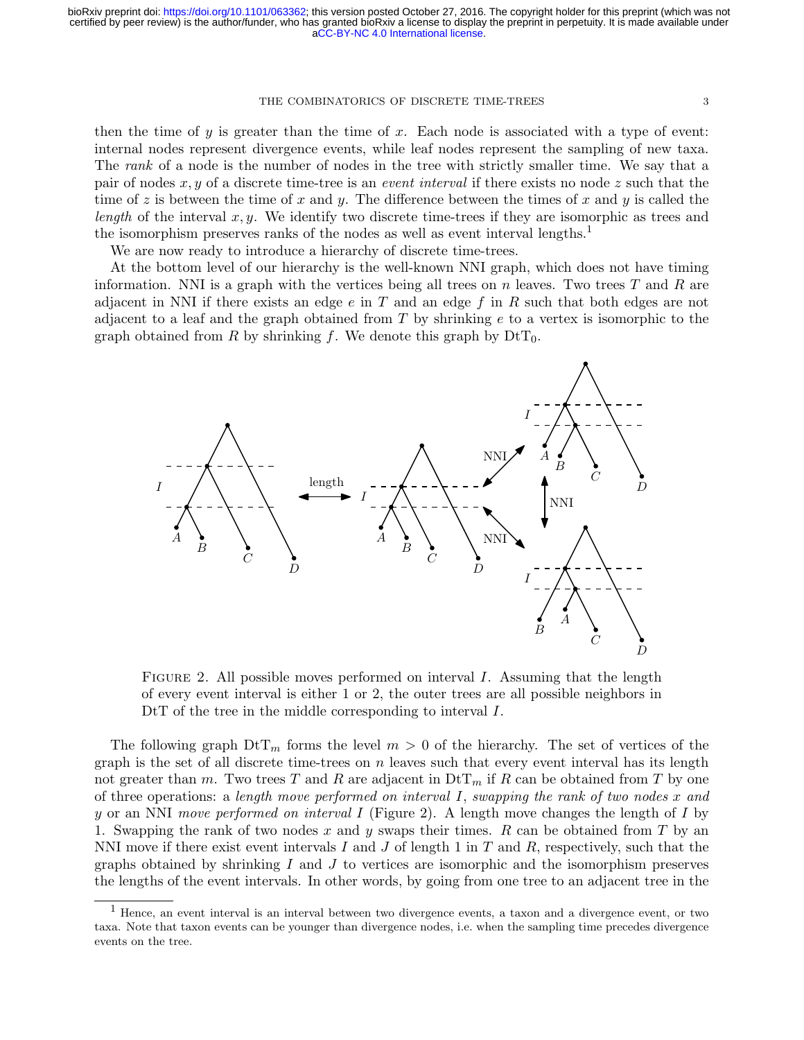then the time of $y$ is greater than the time of $x$. Each node is associated with a type of event: internal nodes represent divergence events, while leaf nodes represent the sampling of new taxa. The *rank* of a node is the number of nodes in the tree with strictly smaller time. We say that a pair of nodes $x, y$ of a discrete time-tree is an *event interval* if there exists no node $z$ such that the time of $z$ is between the time of $x$ and $y$. The difference between the times of $x$ and $y$ is called the *length* of the interval $x, y$. We identify two discrete time-trees if they are isomorphic as trees and the isomorphism preserves ranks of the nodes as well as event interval lengths.[1]

We are now ready to introduce a hierarchy of discrete time-trees.

At the bottom level of our hierarchy is the well-known NNI graph, which does not have timing information. NNI is a graph with the vertices being all trees on $n$ leaves. Two trees $T$ and $R$ are adjacent in NNI if there exists an edge $e$ in $T$ and an edge $f$ in $R$ such that both edges are not adjacent to a leaf and the graph obtained from $T$ by shrinking $e$ to a vertex is isomorphic to the graph obtained from $R$ by shrinking $f$. We denote this graph by $\mathrm{DtT}_0$.

FIGURE 2. All possible moves performed on interval $I$. Assuming that the length of every event interval is either 1 or 2, the outer trees are all possible neighbors in DtT of the tree in the middle corresponding to interval $I$.

The following graph $\mathrm{DtT}_m$ forms the level $m > 0$ of the hierarchy. The set of vertices of the graph is the set of all discrete time-trees on $n$ leaves such that every event interval has its length not greater than $m$. Two trees $T$ and $R$ are adjacent in $\mathrm{DtT}_m$ if $R$ can be obtained from $T$ by one of three operations: a *length move performed on interval $I$*, *swapping the rank of two nodes $x$ and $y$* or an NNI *move performed on interval $I$* (Figure 2). A length move changes the length of $I$ by 1. Swapping the rank of two nodes $x$ and $y$ swaps their times. $R$ can be obtained from $T$ by an NNI move if there exist event intervals $I$ and $J$ of length 1 in $T$ and $R$, respectively, such that the graphs obtained by shrinking $I$ and $J$ to vertices are isomorphic and the isomorphism preserves the lengths of the event intervals. In other words, by going from one tree to an adjacent tree in the

[1] Hence, an event interval is an interval between two divergence events, a taxon and a divergence event, or two taxa. Note that taxon events can be younger than divergence nodes, i.e. when the sampling time precedes divergence events on the tree.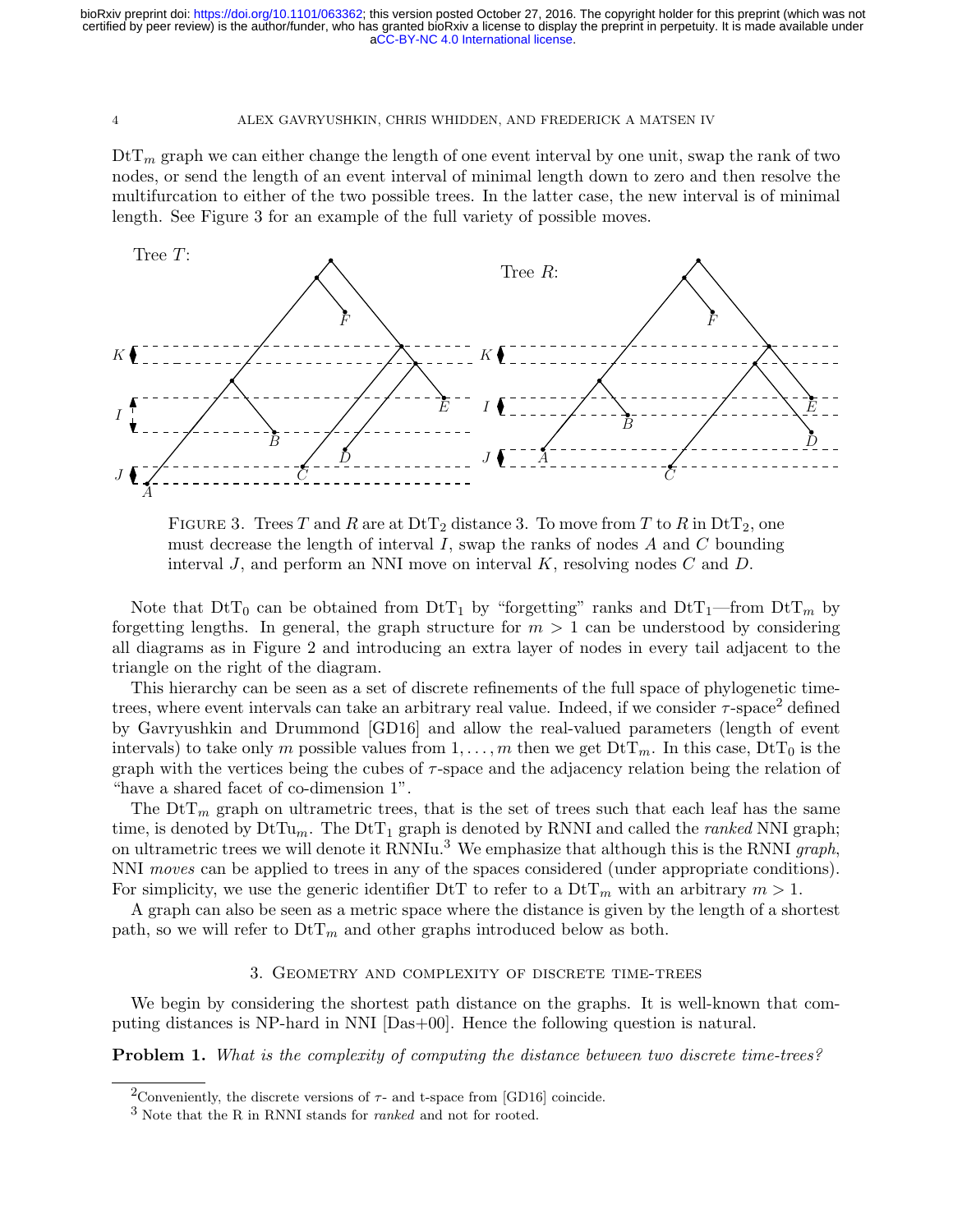$\mathrm{DtT}_m$ graph we can either change the length of one event interval by one unit, swap the rank of two nodes, or send the length of an event interval of minimal length down to zero and then resolve the multifurcation to either of the two possible trees. In the latter case, the new interval is of minimal length. See Figure 3 for an example of the full variety of possible moves.

FIGURE 3. Trees $T$ and $R$ are at $\mathrm{DtT}_2$ distance 3. To move from $T$ to $R$ in $\mathrm{DtT}_2$, one must decrease the length of interval $I$, swap the ranks of nodes $A$ and $C$ bounding interval $J$, and perform an NNI move on interval $K$, resolving nodes $C$ and $D$.

Note that $\mathrm{DtT}_0$ can be obtained from $\mathrm{DtT}_1$ by "forgetting" ranks and $\mathrm{DtT}_1$—from $\mathrm{DtT}_m$ by forgetting lengths. In general, the graph structure for $m > 1$ can be understood by considering all diagrams as in Figure 2 and introducing an extra layer of nodes in every tail adjacent to the triangle on the right of the diagram.

This hierarchy can be seen as a set of discrete refinements of the full space of phylogenetic time-trees, where event intervals can take an arbitrary real value. Indeed, if we consider $\tau$-space[2] defined by Gavryushkin and Drummond [GD16] and allow the real-valued parameters (length of event intervals) to take only $m$ possible values from $1, \ldots, m$ then we get $\mathrm{DtT}_m$. In this case, $\mathrm{DtT}_0$ is the graph with the vertices being the cubes of $\tau$-space and the adjacency relation being the relation of "have a shared facet of co-dimension 1".

The $\mathrm{DtT}_m$ graph on ultrametric trees, that is the set of trees such that each leaf has the same time, is denoted by $\mathrm{DtTu}_m$. The $\mathrm{DtT}_1$ graph is denoted by RNNI and called the *ranked* NNI graph; on ultrametric trees we will denote it RNNIu.[3] We emphasize that although this is the RNNI *graph*, NNI *moves* can be applied to trees in any of the spaces considered (under appropriate conditions). For simplicity, we use the generic identifier DtT to refer to a $\mathrm{DtT}_m$ with an arbitrary $m > 1$.

A graph can also be seen as a metric space where the distance is given by the length of a shortest path, so we will refer to $\mathrm{DtT}_m$ and other graphs introduced below as both.

## 3. Geometry and complexity of discrete time-trees

We begin by considering the shortest path distance on the graphs. It is well-known that computing distances is NP-hard in NNI [Das+00]. Hence the following question is natural.

**Problem 1.** *What is the complexity of computing the distance between two discrete time-trees?*

[2] Conveniently, the discrete versions of $\tau$- and t-space from [GD16] coincide.

[3] Note that the R in RNNI stands for *ranked* and not for rooted.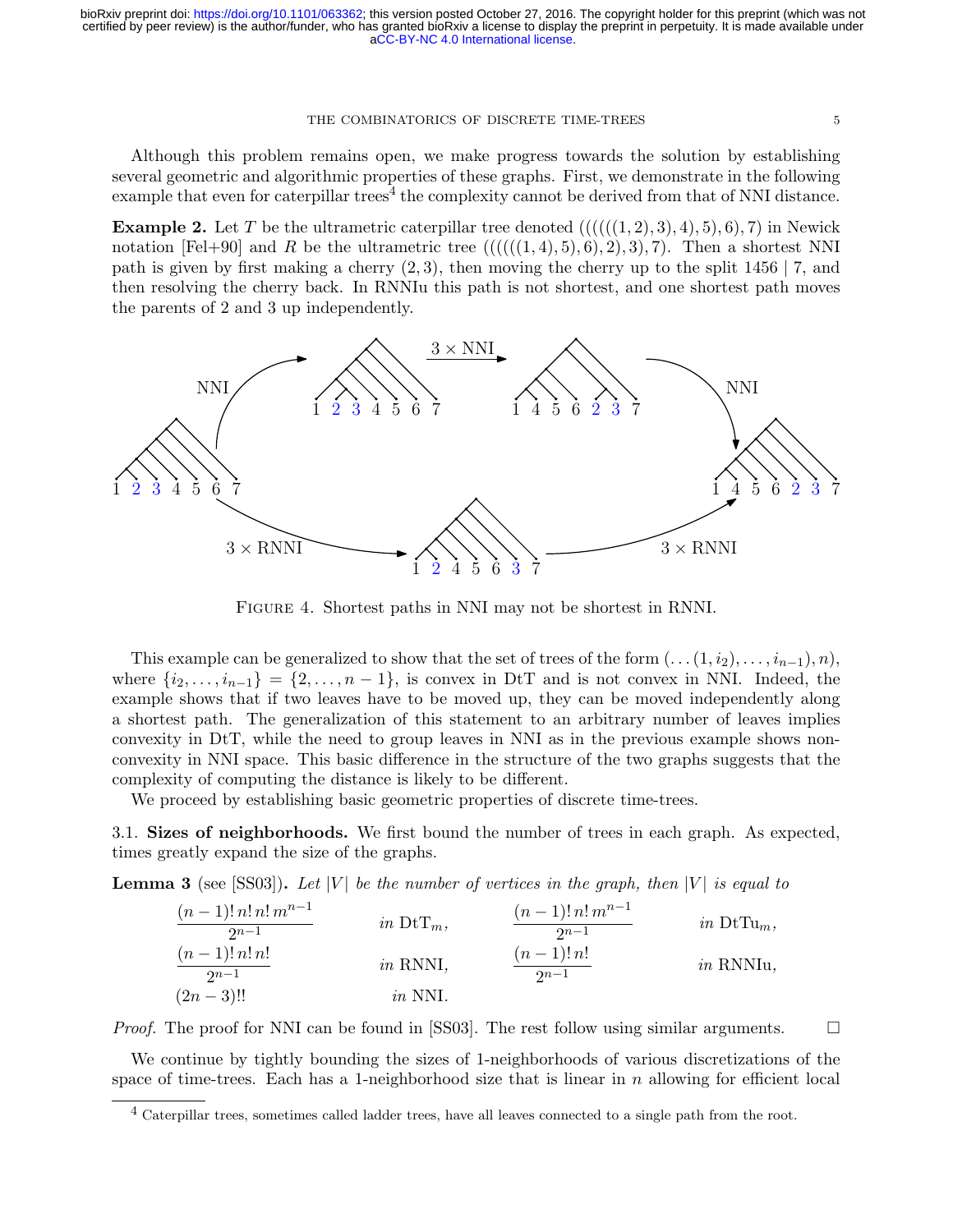Although this problem remains open, we make progress towards the solution by establishing several geometric and algorithmic properties of these graphs. First, we demonstrate in the following example that even for caterpillar trees[4] the complexity cannot be derived from that of NNI distance.

**Example 2.** Let $T$ be the ultrametric caterpillar tree denoted $((((((1,2),3),4),5),6),7)$ in Newick notation [Fel+90] and $R$ be the ultrametric tree $((((((1,4),5),6),2),3),7)$. Then a shortest NNI path is given by first making a cherry $(2,3)$, then moving the cherry up to the split $1456 \mid 7$, and then resolving the cherry back. In RNNIu this path is not shortest, and one shortest path moves the parents of 2 and 3 up independently.

FIGURE 4. Shortest paths in NNI may not be shortest in RNNI.

This example can be generalized to show that the set of trees of the form $(\dots(1,i_2),\dots,i_{n-1}),n)$, where $\{i_2,\dots,i_{n-1}\} = \{2,\dots,n-1\}$, is convex in DtT and is not convex in NNI. Indeed, the example shows that if two leaves have to be moved up, they can be moved independently along a shortest path. The generalization of this statement to an arbitrary number of leaves implies convexity in DtT, while the need to group leaves in NNI as in the previous example shows non-convexity in NNI space. This basic difference in the structure of the two graphs suggests that the complexity of computing the distance is likely to be different.

We proceed by establishing basic geometric properties of discrete time-trees.

## 3.1. Sizes of neighborhoods.

We first bound the number of trees in each graph. As expected, times greatly expand the size of the graphs.

**Lemma 3** (see [SS03]). *Let $|V|$ be the number of vertices in the graph, then $|V|$ is equal to*

$$\frac{(n-1)!\,n!\,n!\,m^{n-1}}{2^{n-1}} \quad \text{in } \mathrm{DtT}_m, \qquad \frac{(n-1)!\,n!\,m^{n-1}}{2^{n-1}} \quad \text{in } \mathrm{DtTu}_m,$$

$$\frac{(n-1)!\,n!\,n!}{2^{n-1}} \quad \text{in RNNI}, \qquad \frac{(n-1)!\,n!}{2^{n-1}} \quad \text{in RNNIu},$$

$$(2n-3)!! \quad \text{in NNI}.$$

*Proof.* The proof for NNI can be found in [SS03]. The rest follow using similar arguments. □

We continue by tightly bounding the sizes of 1-neighborhoods of various discretizations of the space of time-trees. Each has a 1-neighborhood size that is linear in $n$ allowing for efficient local

[4] Caterpillar trees, sometimes called ladder trees, have all leaves connected to a single path from the root.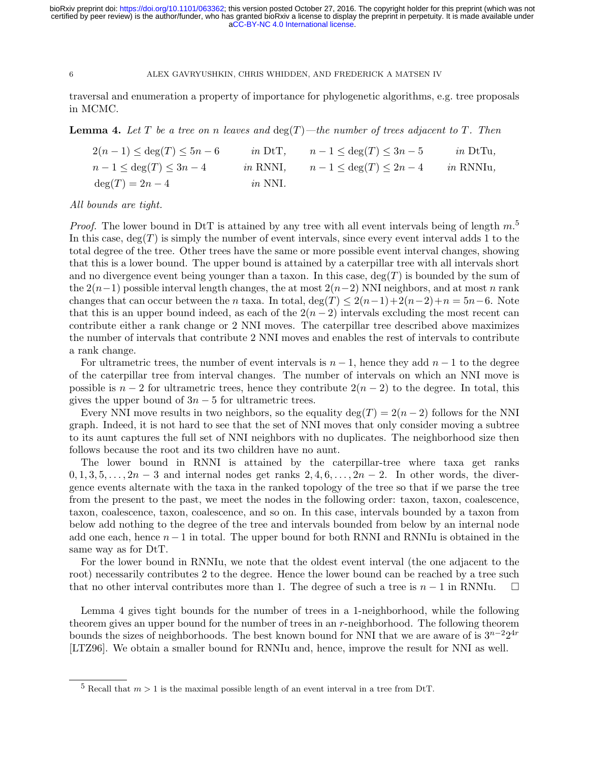traversal and enumeration a property of importance for phylogenetic algorithms, e.g. tree proposals in MCMC.

**Lemma 4.** *Let $T$ be a tree on $n$ leaves and $\deg(T)$—the number of trees adjacent to $T$. Then*

$$
\begin{array}{llll}
2(n-1) \leq \deg(T) \leq 5n-6 & \text{in DtT}, & n-1 \leq \deg(T) \leq 3n-5 & \text{in DtTu}, \\
n-1 \leq \deg(T) \leq 3n-4 & \text{in RNNI}, & n-1 \leq \deg(T) \leq 2n-4 & \text{in RNNIu}, \\
\deg(T) = 2n-4 & \text{in NNI}. & &
\end{array}
$$

*All bounds are tight.*

*Proof.* The lower bound in DtT is attained by any tree with all event intervals being of length $m$.[5] In this case, $\deg(T)$ is simply the number of event intervals, since every event interval adds 1 to the total degree of the tree. Other trees have the same or more possible event interval changes, showing that this is a lower bound. The upper bound is attained by a caterpillar tree with all intervals short and no divergence event being younger than a taxon. In this case, $\deg(T)$ is bounded by the sum of the $2(n-1)$ possible interval length changes, the at most $2(n-2)$ NNI neighbors, and at most $n$ rank changes that can occur between the $n$ taxa. In total, $\deg(T) \leq 2(n-1)+2(n-2)+n = 5n-6$. Note that this is an upper bound indeed, as each of the $2(n-2)$ intervals excluding the most recent can contribute either a rank change or 2 NNI moves. The caterpillar tree described above maximizes the number of intervals that contribute 2 NNI moves and enables the rest of intervals to contribute a rank change.

For ultrametric trees, the number of event intervals is $n-1$, hence they add $n-1$ to the degree of the caterpillar tree from interval changes. The number of intervals on which an NNI move is possible is $n-2$ for ultrametric trees, hence they contribute $2(n-2)$ to the degree. In total, this gives the upper bound of $3n-5$ for ultrametric trees.

Every NNI move results in two neighbors, so the equality $\deg(T) = 2(n-2)$ follows for the NNI graph. Indeed, it is not hard to see that the set of NNI moves that only consider moving a subtree to its aunt captures the full set of NNI neighbors with no duplicates. The neighborhood size then follows because the root and its two children have no aunt.

The lower bound in RNNI is attained by the caterpillar-tree where taxa get ranks $0, 1, 3, 5, \ldots, 2n-3$ and internal nodes get ranks $2, 4, 6, \ldots, 2n-2$. In other words, the divergence events alternate with the taxa in the ranked topology of the tree so that if we parse the tree from the present to the past, we meet the nodes in the following order: taxon, taxon, coalescence, taxon, coalescence, taxon, coalescence, and so on. In this case, intervals bounded by a taxon from below add nothing to the degree of the tree and intervals bounded from below by an internal node add one each, hence $n-1$ in total. The upper bound for both RNNI and RNNIu is obtained in the same way as for DtT.

For the lower bound in RNNIu, we note that the oldest event interval (the one adjacent to the root) necessarily contributes 2 to the degree. Hence the lower bound can be reached by a tree such that no other interval contributes more than 1. The degree of such a tree is $n-1$ in RNNIu. $\square$

Lemma 4 gives tight bounds for the number of trees in a 1-neighborhood, while the following theorem gives an upper bound for the number of trees in an $r$-neighborhood. The following theorem bounds the sizes of neighborhoods. The best known bound for NNI that we are aware of is $3^{n-2}2^{4r}$ [LTZ96]. We obtain a smaller bound for RNNIu and, hence, improve the result for NNI as well.

[5] Recall that $m > 1$ is the maximal possible length of an event interval in a tree from DtT.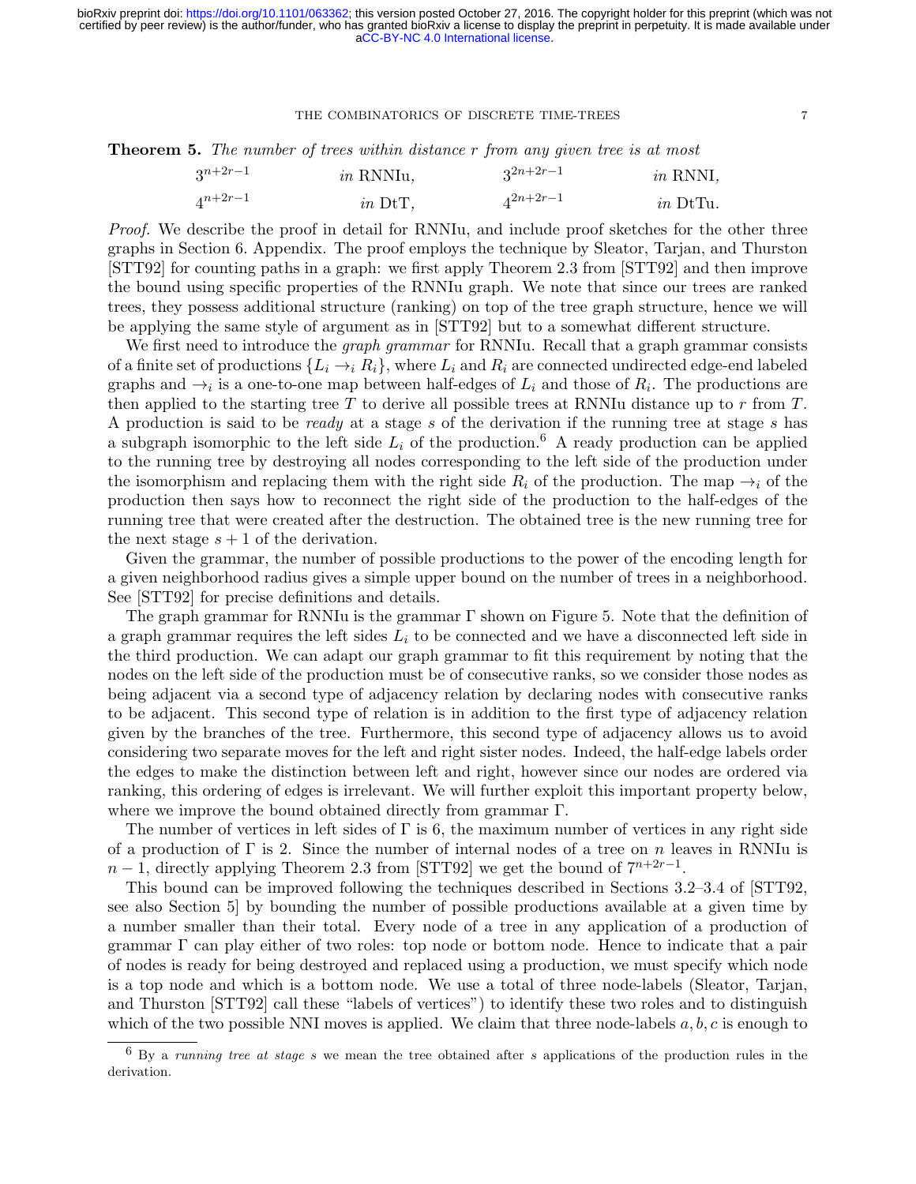**Theorem 5.** *The number of trees within distance $r$ from any given tree is at most*

| | | | |
|---|---|---|---|
| $3^{n+2r-1}$ | *in* RNNIu, | $3^{2n+2r-1}$ | *in* RNNI, |
| $4^{n+2r-1}$ | *in* DtT, | $4^{2n+2r-1}$ | *in* DtTu. |

*Proof.* We describe the proof in detail for RNNIu, and include proof sketches for the other three graphs in Section 6. Appendix. The proof employs the technique by Sleator, Tarjan, and Thurston [STT92] for counting paths in a graph: we first apply Theorem 2.3 from [STT92] and then improve the bound using specific properties of the RNNIu graph. We note that since our trees are ranked trees, they possess additional structure (ranking) on top of the tree graph structure, hence we will be applying the same style of argument as in [STT92] but to a somewhat different structure.

We first need to introduce the *graph grammar* for RNNIu. Recall that a graph grammar consists of a finite set of productions $\{L_i \to_i R_i\}$, where $L_i$ and $R_i$ are connected undirected edge-end labeled graphs and $\to_i$ is a one-to-one map between half-edges of $L_i$ and those of $R_i$. The productions are then applied to the starting tree $T$ to derive all possible trees at RNNIu distance up to $r$ from $T$. A production is said to be *ready* at a stage $s$ of the derivation if the running tree at stage $s$ has a subgraph isomorphic to the left side $L_i$ of the production.[6] A ready production can be applied to the running tree by destroying all nodes corresponding to the left side of the production under the isomorphism and replacing them with the right side $R_i$ of the production. The map $\to_i$ of the production then says how to reconnect the right side of the production to the half-edges of the running tree that were created after the destruction. The obtained tree is the new running tree for the next stage $s+1$ of the derivation.

Given the grammar, the number of possible productions to the power of the encoding length for a given neighborhood radius gives a simple upper bound on the number of trees in a neighborhood. See [STT92] for precise definitions and details.

The graph grammar for RNNIu is the grammar $\Gamma$ shown on Figure 5. Note that the definition of a graph grammar requires the left sides $L_i$ to be connected and we have a disconnected left side in the third production. We can adapt our graph grammar to fit this requirement by noting that the nodes on the left side of the production must be of consecutive ranks, so we consider those nodes as being adjacent via a second type of adjacency relation by declaring nodes with consecutive ranks to be adjacent. This second type of relation is in addition to the first type of adjacency relation given by the branches of the tree. Furthermore, this second type of adjacency allows us to avoid considering two separate moves for the left and right sister nodes. Indeed, the half-edge labels order the edges to make the distinction between left and right, however since our nodes are ordered via ranking, this ordering of edges is irrelevant. We will further exploit this important property below, where we improve the bound obtained directly from grammar $\Gamma$.

The number of vertices in left sides of $\Gamma$ is 6, the maximum number of vertices in any right side of a production of $\Gamma$ is 2. Since the number of internal nodes of a tree on $n$ leaves in RNNIu is $n-1$, directly applying Theorem 2.3 from [STT92] we get the bound of $7^{n+2r-1}$.

This bound can be improved following the techniques described in Sections 3.2–3.4 of [STT92, see also Section 5] by bounding the number of possible productions available at a given time by a number smaller than their total. Every node of a tree in any application of a production of grammar $\Gamma$ can play either of two roles: top node or bottom node. Hence to indicate that a pair of nodes is ready for being destroyed and replaced using a production, we must specify which node is a top node and which is a bottom node. We use a total of three node-labels (Sleator, Tarjan, and Thurston [STT92] call these "labels of vertices") to identify these two roles and to distinguish which of the two possible NNI moves is applied. We claim that three node-labels $a, b, c$ is enough to

[6] By a *running tree at stage $s$* we mean the tree obtained after $s$ applications of the production rules in the derivation.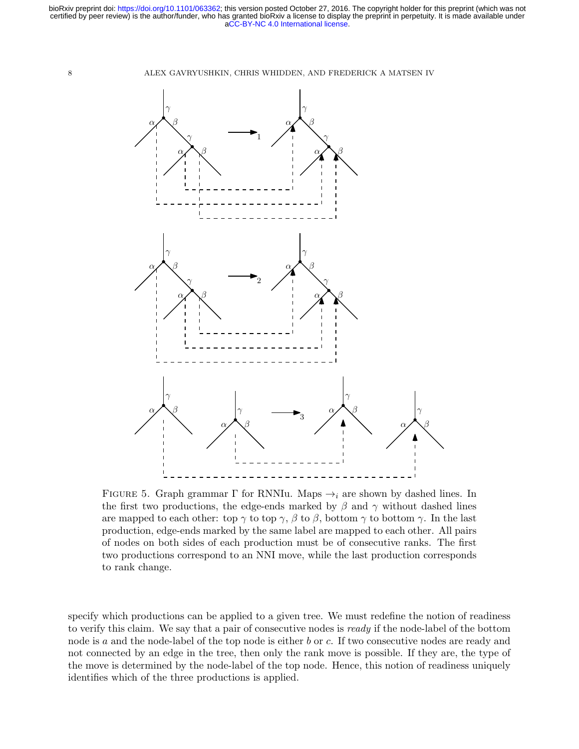Figure 5. Graph grammar $\Gamma$ for RNNIu. Maps $\rightarrow_i$ are shown by dashed lines. In the first two productions, the edge-ends marked by $\beta$ and $\gamma$ without dashed lines are mapped to each other: top $\gamma$ to top $\gamma$, $\beta$ to $\beta$, bottom $\gamma$ to bottom $\gamma$. In the last production, edge-ends marked by the same label are mapped to each other. All pairs of nodes on both sides of each production must be of consecutive ranks. The first two productions correspond to an NNI move, while the last production corresponds to rank change.

specify which productions can be applied to a given tree. We must redefine the notion of readiness to verify this claim. We say that a pair of consecutive nodes is *ready* if the node-label of the bottom node is $a$ and the node-label of the top node is either $b$ or $c$. If two consecutive nodes are ready and not connected by an edge in the tree, then only the rank move is possible. If they are, the type of the move is determined by the node-label of the top node. Hence, this notion of readiness uniquely identifies which of the three productions is applied.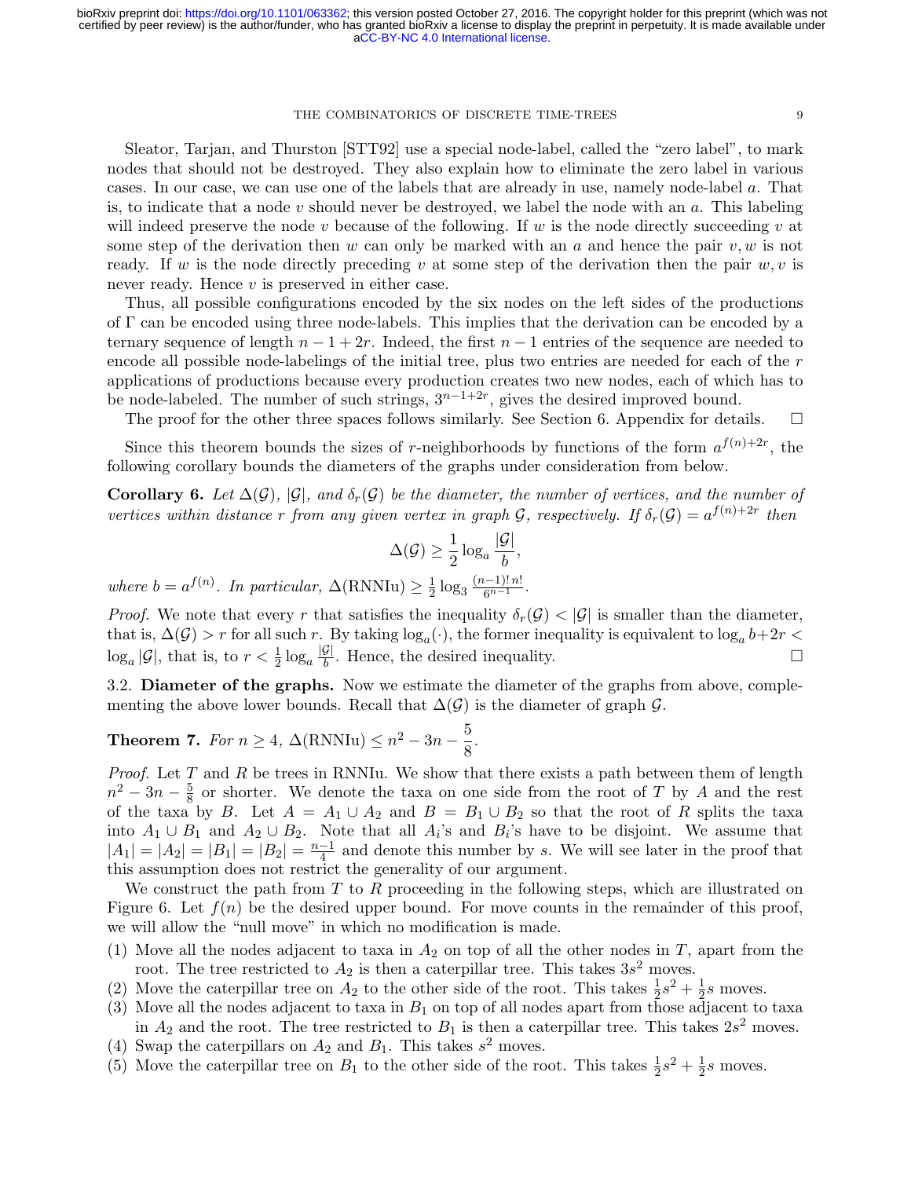Sleator, Tarjan, and Thurston [STT92] use a special node-label, called the "zero label", to mark nodes that should not be destroyed. They also explain how to eliminate the zero label in various cases. In our case, we can use one of the labels that are already in use, namely node-label $a$. That is, to indicate that a node $v$ should never be destroyed, we label the node with an $a$. This labeling will indeed preserve the node $v$ because of the following. If $w$ is the node directly succeeding $v$ at some step of the derivation then $w$ can only be marked with an $a$ and hence the pair $v, w$ is not ready. If $w$ is the node directly preceding $v$ at some step of the derivation then the pair $w, v$ is never ready. Hence $v$ is preserved in either case.

Thus, all possible configurations encoded by the six nodes on the left sides of the productions of $\Gamma$ can be encoded using three node-labels. This implies that the derivation can be encoded by a ternary sequence of length $n - 1 + 2r$. Indeed, the first $n-1$ entries of the sequence are needed to encode all possible node-labelings of the initial tree, plus two entries are needed for each of the $r$ applications of productions because every production creates two new nodes, each of which has to be node-labeled. The number of such strings, $3^{n-1+2r}$, gives the desired improved bound.

The proof for the other three spaces follows similarly. See Section 6. Appendix for details. □

Since this theorem bounds the sizes of $r$-neighborhoods by functions of the form $a^{f(n)+2r}$, the following corollary bounds the diameters of the graphs under consideration from below.

**Corollary 6.** *Let $\Delta(\mathcal{G})$, $|\mathcal{G}|$, and $\delta_r(\mathcal{G})$ be the diameter, the number of vertices, and the number of vertices within distance $r$ from any given vertex in graph $\mathcal{G}$, respectively. If $\delta_r(\mathcal{G}) = a^{f(n)+2r}$ then*

$$\Delta(\mathcal{G}) \geq \frac{1}{2} \log_a \frac{|\mathcal{G}|}{b},$$

*where $b = a^{f(n)}$. In particular, $\Delta(\text{RNNIu}) \geq \frac{1}{2} \log_3 \frac{(n-1)!\,n!}{6^{n-1}}$.*

*Proof.* We note that every $r$ that satisfies the inequality $\delta_r(\mathcal{G}) < |\mathcal{G}|$ is smaller than the diameter, that is, $\Delta(\mathcal{G}) > r$ for all such $r$. By taking $\log_a(\cdot)$, the former inequality is equivalent to $\log_a b + 2r < \log_a |\mathcal{G}|$, that is, to $r < \frac{1}{2} \log_a \frac{|\mathcal{G}|}{b}$. Hence, the desired inequality. □

## 3.2. Diameter of the graphs.

Now we estimate the diameter of the graphs from above, complementing the above lower bounds. Recall that $\Delta(\mathcal{G})$ is the diameter of graph $\mathcal{G}$.

**Theorem 7.** *For $n \geq 4$, $\Delta(\text{RNNIu}) \leq n^2 - 3n - \frac{5}{8}$.*

*Proof.* Let $T$ and $R$ be trees in RNNIu. We show that there exists a path between them of length $n^2 - 3n - \frac{5}{8}$ or shorter. We denote the taxa on one side from the root of $T$ by $A$ and the rest of the taxa by $B$. Let $A = A_1 \cup A_2$ and $B = B_1 \cup B_2$ so that the root of $R$ splits the taxa into $A_1 \cup B_1$ and $A_2 \cup B_2$. Note that all $A_i$'s and $B_i$'s have to be disjoint. We assume that $|A_1| = |A_2| = |B_1| = |B_2| = \frac{n-1}{4}$ and denote this number by $s$. We will see later in the proof that this assumption does not restrict the generality of our argument.

We construct the path from $T$ to $R$ proceeding in the following steps, which are illustrated on Figure 6. Let $f(n)$ be the desired upper bound. For move counts in the remainder of this proof, we will allow the "null move" in which no modification is made.

1. Move all the nodes adjacent to taxa in $A_2$ on top of all the other nodes in $T$, apart from the root. The tree restricted to $A_2$ is then a caterpillar tree. This takes $3s^2$ moves.
2. Move the caterpillar tree on $A_2$ to the other side of the root. This takes $\frac{1}{2}s^2 + \frac{1}{2}s$ moves.
3. Move all the nodes adjacent to taxa in $B_1$ on top of all nodes apart from those adjacent to taxa in $A_2$ and the root. The tree restricted to $B_1$ is then a caterpillar tree. This takes $2s^2$ moves.
4. Swap the caterpillars on $A_2$ and $B_1$. This takes $s^2$ moves.
5. Move the caterpillar tree on $B_1$ to the other side of the root. This takes $\frac{1}{2}s^2 + \frac{1}{2}s$ moves.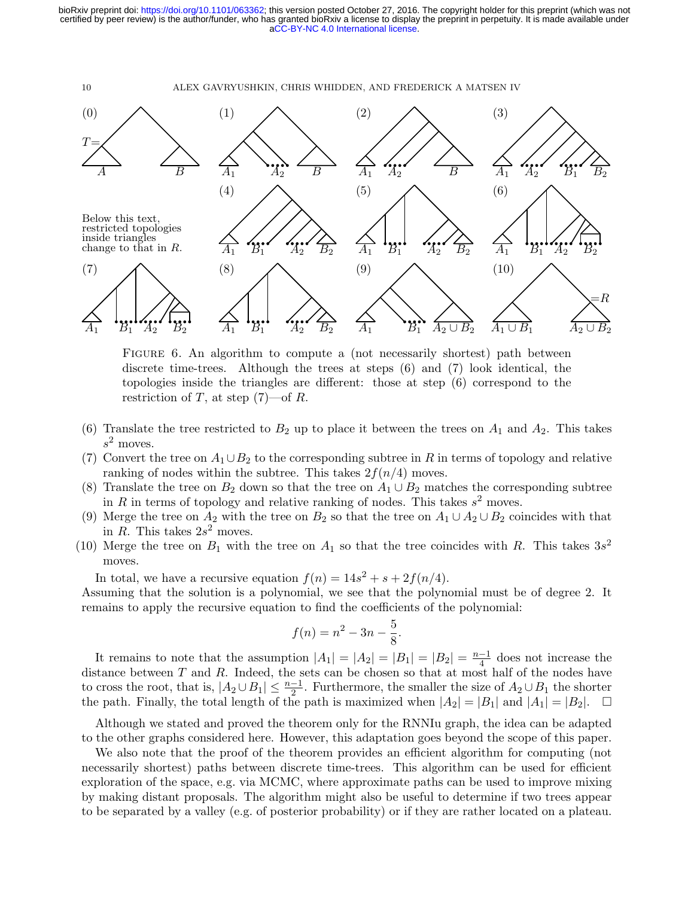FIGURE 6. An algorithm to compute a (not necessarily shortest) path between discrete time-trees. Although the trees at steps (6) and (7) look identical, the topologies inside the triangles are different: those at step (6) correspond to the restriction of $T$, at step (7)—of $R$.

(6) Translate the tree restricted to $B_2$ up to place it between the trees on $A_1$ and $A_2$. This takes $s^2$ moves.
(7) Convert the tree on $A_1 \cup B_2$ to the corresponding subtree in $R$ in terms of topology and relative ranking of nodes within the subtree. This takes $2f(n/4)$ moves.
(8) Translate the tree on $B_2$ down so that the tree on $A_1 \cup B_2$ matches the corresponding subtree in $R$ in terms of topology and relative ranking of nodes. This takes $s^2$ moves.
(9) Merge the tree on $A_2$ with the tree on $B_2$ so that the tree on $A_1 \cup A_2 \cup B_2$ coincides with that in $R$. This takes $2s^2$ moves.
(10) Merge the tree on $B_1$ with the tree on $A_1$ so that the tree coincides with $R$. This takes $3s^2$ moves.

In total, we have a recursive equation $f(n) = 14s^2 + s + 2f(n/4)$.
Assuming that the solution is a polynomial, we see that the polynomial must be of degree 2. It remains to apply the recursive equation to find the coefficients of the polynomial:

$$f(n) = n^2 - 3n - \frac{5}{8}.$$

It remains to note that the assumption $|A_1| = |A_2| = |B_1| = |B_2| = \frac{n-1}{4}$ does not increase the distance between $T$ and $R$. Indeed, the sets can be chosen so that at most half of the nodes have to cross the root, that is, $|A_2 \cup B_1| \leq \frac{n-1}{2}$. Furthermore, the smaller the size of $A_2 \cup B_1$ the shorter the path. Finally, the total length of the path is maximized when $|A_2| = |B_1|$ and $|A_1| = |B_2|$. □

Although we stated and proved the theorem only for the RNNIu graph, the idea can be adapted to the other graphs considered here. However, this adaptation goes beyond the scope of this paper.

We also note that the proof of the theorem provides an efficient algorithm for computing (not necessarily shortest) paths between discrete time-trees. This algorithm can be used for efficient exploration of the space, e.g. via MCMC, where approximate paths can be used to improve mixing by making distant proposals. The algorithm might also be useful to determine if two trees appear to be separated by a valley (e.g. of posterior probability) or if they are rather located on a plateau.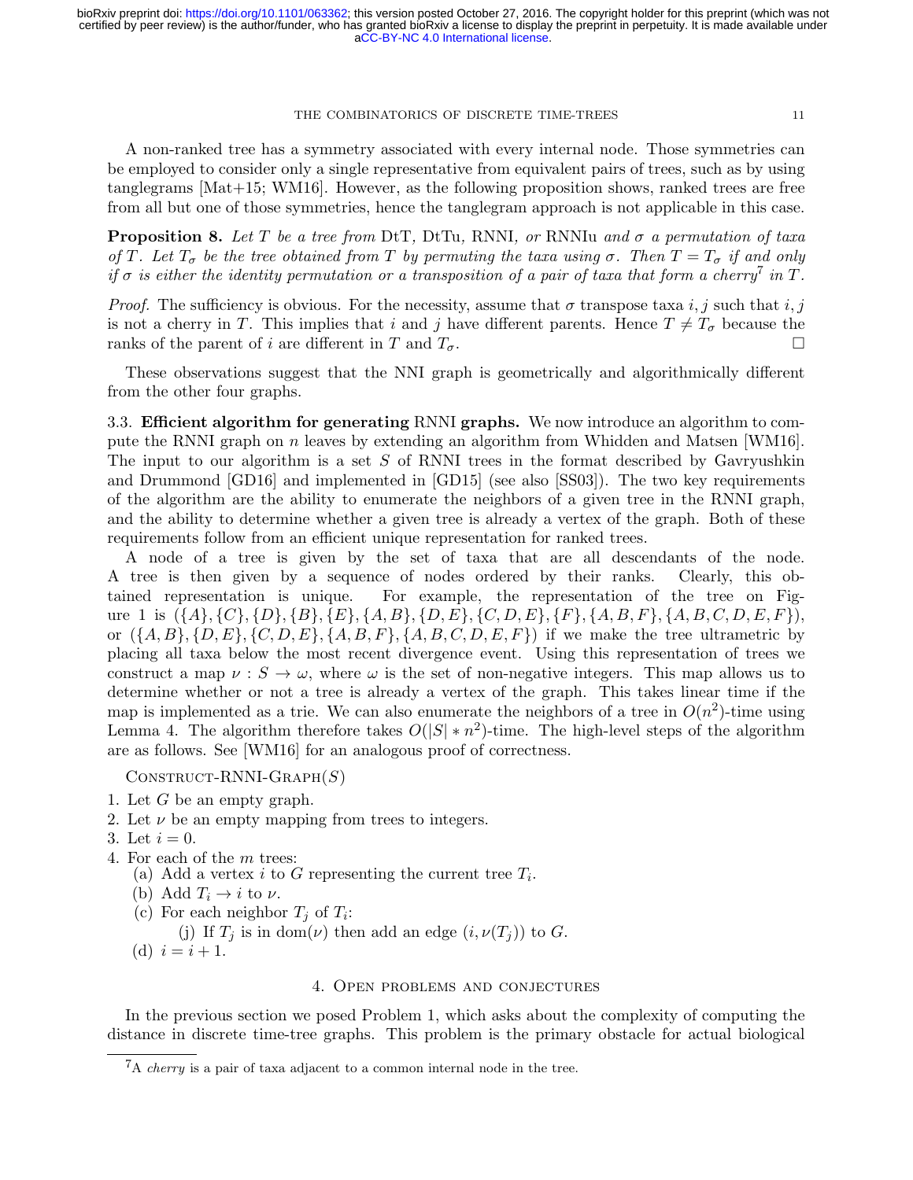A non-ranked tree has a symmetry associated with every internal node. Those symmetries can be employed to consider only a single representative from equivalent pairs of trees, such as by using tanglegrams [Mat+15; WM16]. However, as the following proposition shows, ranked trees are free from all but one of those symmetries, hence the tanglegram approach is not applicable in this case.

**Proposition 8.** *Let $T$ be a tree from* DtT*,* DtTu*,* RNNI*, or* RNNIu *and $\sigma$ a permutation of taxa of $T$. Let $T_\sigma$ be the tree obtained from $T$ by permuting the taxa using $\sigma$. Then $T = T_\sigma$ if and only if $\sigma$ is either the identity permutation or a transposition of a pair of taxa that form a cherry*[7] *in $T$.*

*Proof.* The sufficiency is obvious. For the necessity, assume that $\sigma$ transpose taxa $i, j$ such that $i, j$ is not a cherry in $T$. This implies that $i$ and $j$ have different parents. Hence $T \neq T_\sigma$ because the ranks of the parent of $i$ are different in $T$ and $T_\sigma$. □

These observations suggest that the NNI graph is geometrically and algorithmically different from the other four graphs.

### 3.3. Efficient algorithm for generating RNNI graphs.

We now introduce an algorithm to compute the RNNI graph on $n$ leaves by extending an algorithm from Whidden and Matsen [WM16]. The input to our algorithm is a set $S$ of RNNI trees in the format described by Gavryushkin and Drummond [GD16] and implemented in [GD15] (see also [SS03]). The two key requirements of the algorithm are the ability to enumerate the neighbors of a given tree in the RNNI graph, and the ability to determine whether a given tree is already a vertex of the graph. Both of these requirements follow from an efficient unique representation for ranked trees.

A node of a tree is given by the set of taxa that are all descendants of the node. A tree is then given by a sequence of nodes ordered by their ranks. Clearly, this obtained representation is unique. For example, the representation of the tree on Figure 1 is $(\{A\}, \{C\}, \{D\}, \{B\}, \{E\}, \{A, B\}, \{D, E\}, \{C, D, E\}, \{F\}, \{A, B, F\}, \{A, B, C, D, E, F\})$, or $(\{A, B\}, \{D, E\}, \{C, D, E\}, \{A, B, F\}, \{A, B, C, D, E, F\})$ if we make the tree ultrametric by placing all taxa below the most recent divergence event. Using this representation of trees we construct a map $\nu : S \to \omega$, where $\omega$ is the set of non-negative integers. This map allows us to determine whether or not a tree is already a vertex of the graph. This takes linear time if the map is implemented as a trie. We can also enumerate the neighbors of a tree in $O(n^2)$-time using Lemma 4. The algorithm therefore takes $O(|S| * n^2)$-time. The high-level steps of the algorithm are as follows. See [WM16] for an analogous proof of correctness.

Construct-RNNI-Graph($S$)

1. Let $G$ be an empty graph.
2. Let $\nu$ be an empty mapping from trees to integers.
3. Let $i = 0$.
4. For each of the $m$ trees:
   (a) Add a vertex $i$ to $G$ representing the current tree $T_i$.
   (b) Add $T_i \to i$ to $\nu$.
   (c) For each neighbor $T_j$ of $T_i$:
      (j) If $T_j$ is in dom($\nu$) then add an edge $(i, \nu(T_j))$ to $G$.
   (d) $i = i + 1$.

## 4. Open problems and conjectures

In the previous section we posed Problem 1, which asks about the complexity of computing the distance in discrete time-tree graphs. This problem is the primary obstacle for actual biological

[7] A *cherry* is a pair of taxa adjacent to a common internal node in the tree.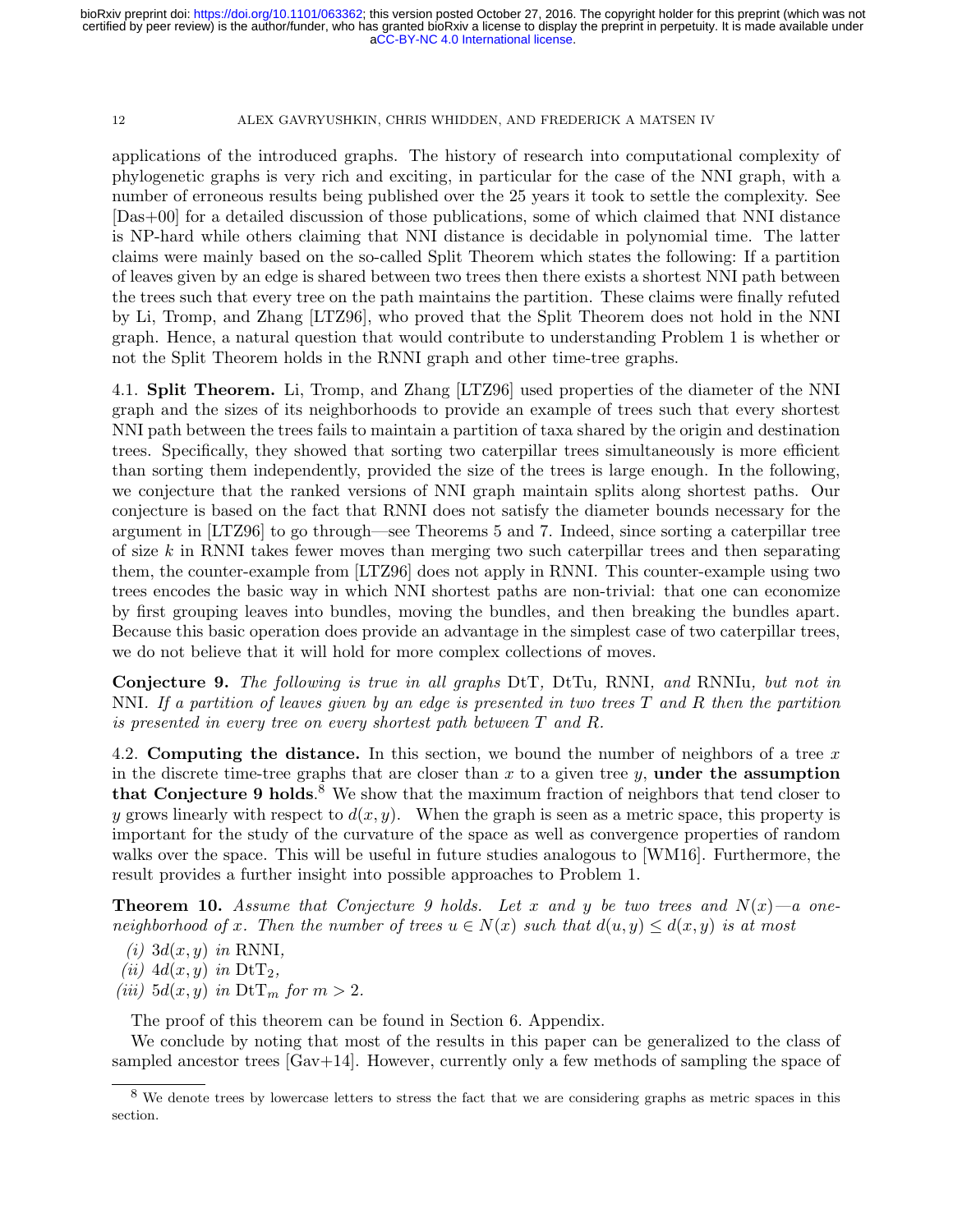applications of the introduced graphs. The history of research into computational complexity of phylogenetic graphs is very rich and exciting, in particular for the case of the NNI graph, with a number of erroneous results being published over the 25 years it took to settle the complexity. See [Das+00] for a detailed discussion of those publications, some of which claimed that NNI distance is NP-hard while others claiming that NNI distance is decidable in polynomial time. The latter claims were mainly based on the so-called Split Theorem which states the following: If a partition of leaves given by an edge is shared between two trees then there exists a shortest NNI path between the trees such that every tree on the path maintains the partition. These claims were finally refuted by Li, Tromp, and Zhang [LTZ96], who proved that the Split Theorem does not hold in the NNI graph. Hence, a natural question that would contribute to understanding Problem 1 is whether or not the Split Theorem holds in the RNNI graph and other time-tree graphs.

4.1. **Split Theorem.** Li, Tromp, and Zhang [LTZ96] used properties of the diameter of the NNI graph and the sizes of its neighborhoods to provide an example of trees such that every shortest NNI path between the trees fails to maintain a partition of taxa shared by the origin and destination trees. Specifically, they showed that sorting two caterpillar trees simultaneously is more efficient than sorting them independently, provided the size of the trees is large enough. In the following, we conjecture that the ranked versions of NNI graph maintain splits along shortest paths. Our conjecture is based on the fact that RNNI does not satisfy the diameter bounds necessary for the argument in [LTZ96] to go through—see Theorems 5 and 7. Indeed, since sorting a caterpillar tree of size $k$ in RNNI takes fewer moves than merging two such caterpillar trees and then separating them, the counter-example from [LTZ96] does not apply in RNNI. This counter-example using two trees encodes the basic way in which NNI shortest paths are non-trivial: that one can economize by first grouping leaves into bundles, moving the bundles, and then breaking the bundles apart. Because this basic operation does provide an advantage in the simplest case of two caterpillar trees, we do not believe that it will hold for more complex collections of moves.

**Conjecture 9.** *The following is true in all graphs* DtT*,* DtTu*,* RNNI*, and* RNNIu*, but not in* NNI*. If a partition of leaves given by an edge is presented in two trees $T$ and $R$ then the partition is presented in every tree on every shortest path between $T$ and $R$.*

4.2. **Computing the distance.** In this section, we bound the number of neighbors of a tree $x$ in the discrete time-tree graphs that are closer than $x$ to a given tree $y$, **under the assumption that Conjecture 9 holds.**[8] We show that the maximum fraction of neighbors that tend closer to $y$ grows linearly with respect to $d(x, y)$. When the graph is seen as a metric space, this property is important for the study of the curvature of the space as well as convergence properties of random walks over the space. This will be useful in future studies analogous to [WM16]. Furthermore, the result provides a further insight into possible approaches to Problem 1.

**Theorem 10.** *Assume that Conjecture 9 holds. Let $x$ and $y$ be two trees and $N(x)$—a one-neighborhood of $x$. Then the number of trees $u \in N(x)$ such that $d(u, y) \le d(x, y)$ is at most*

*(i)* $3d(x, y)$ *in* RNNI*,*
*(ii)* $4d(x, y)$ *in* $\mathrm{DtT}_2$*,*
*(iii)* $5d(x, y)$ *in* $\mathrm{DtT}_m$ *for* $m > 2$*.*

The proof of this theorem can be found in Section 6. Appendix.

We conclude by noting that most of the results in this paper can be generalized to the class of sampled ancestor trees [Gav+14]. However, currently only a few methods of sampling the space of

[8] We denote trees by lowercase letters to stress the fact that we are considering graphs as metric spaces in this section.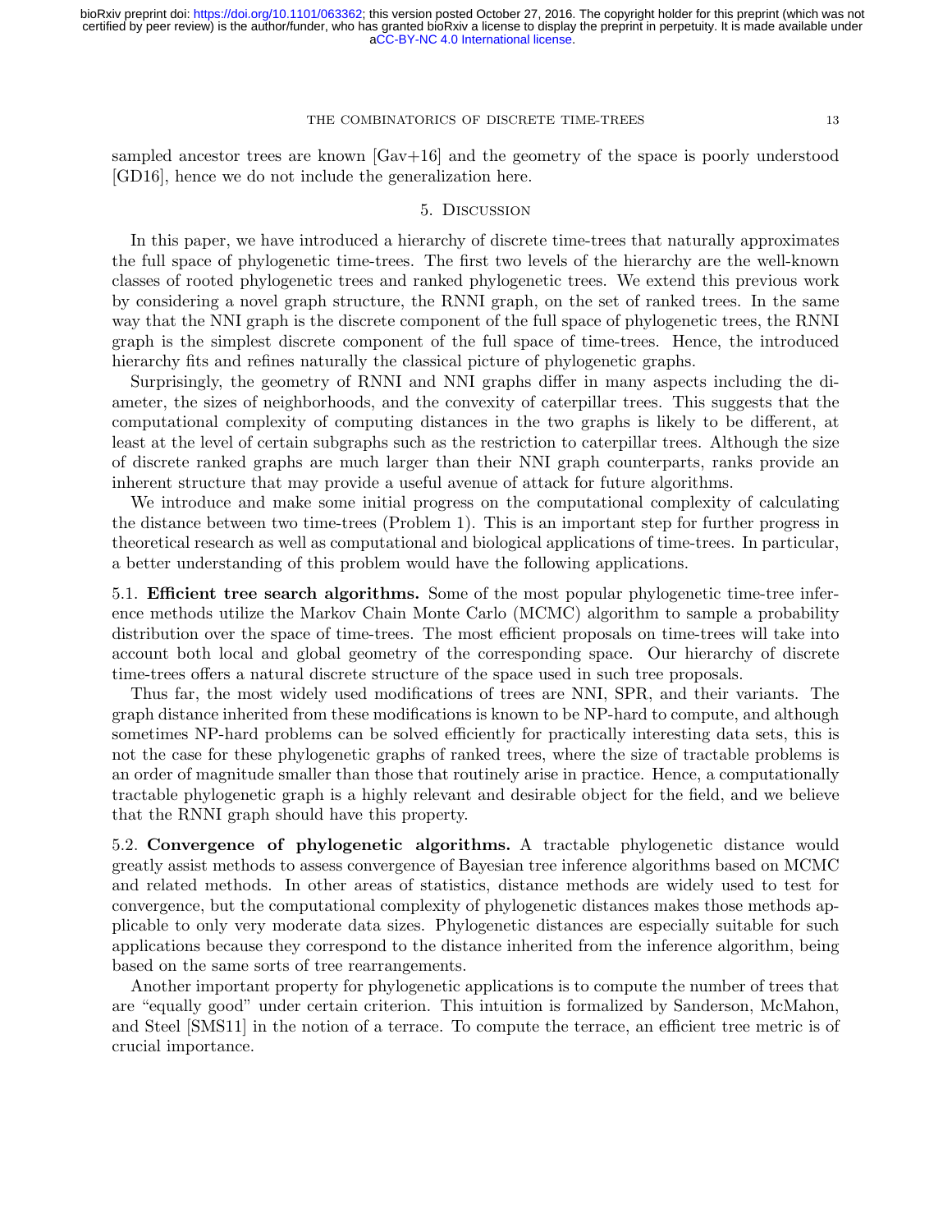sampled ancestor trees are known [Gav+16] and the geometry of the space is poorly understood [GD16], hence we do not include the generalization here.

## 5. Discussion

In this paper, we have introduced a hierarchy of discrete time-trees that naturally approximates the full space of phylogenetic time-trees. The first two levels of the hierarchy are the well-known classes of rooted phylogenetic trees and ranked phylogenetic trees. We extend this previous work by considering a novel graph structure, the RNNI graph, on the set of ranked trees. In the same way that the NNI graph is the discrete component of the full space of phylogenetic trees, the RNNI graph is the simplest discrete component of the full space of time-trees. Hence, the introduced hierarchy fits and refines naturally the classical picture of phylogenetic graphs.

Surprisingly, the geometry of RNNI and NNI graphs differ in many aspects including the diameter, the sizes of neighborhoods, and the convexity of caterpillar trees. This suggests that the computational complexity of computing distances in the two graphs is likely to be different, at least at the level of certain subgraphs such as the restriction to caterpillar trees. Although the size of discrete ranked graphs are much larger than their NNI graph counterparts, ranks provide an inherent structure that may provide a useful avenue of attack for future algorithms.

We introduce and make some initial progress on the computational complexity of calculating the distance between two time-trees (Problem 1). This is an important step for further progress in theoretical research as well as computational and biological applications of time-trees. In particular, a better understanding of this problem would have the following applications.

### 5.1. Efficient tree search algorithms.

Some of the most popular phylogenetic time-tree inference methods utilize the Markov Chain Monte Carlo (MCMC) algorithm to sample a probability distribution over the space of time-trees. The most efficient proposals on time-trees will take into account both local and global geometry of the corresponding space. Our hierarchy of discrete time-trees offers a natural discrete structure of the space used in such tree proposals.

Thus far, the most widely used modifications of trees are NNI, SPR, and their variants. The graph distance inherited from these modifications is known to be NP-hard to compute, and although sometimes NP-hard problems can be solved efficiently for practically interesting data sets, this is not the case for these phylogenetic graphs of ranked trees, where the size of tractable problems is an order of magnitude smaller than those that routinely arise in practice. Hence, a computationally tractable phylogenetic graph is a highly relevant and desirable object for the field, and we believe that the RNNI graph should have this property.

### 5.2. Convergence of phylogenetic algorithms.

A tractable phylogenetic distance would greatly assist methods to assess convergence of Bayesian tree inference algorithms based on MCMC and related methods. In other areas of statistics, distance methods are widely used to test for convergence, but the computational complexity of phylogenetic distances makes those methods applicable to only very moderate data sizes. Phylogenetic distances are especially suitable for such applications because they correspond to the distance inherited from the inference algorithm, being based on the same sorts of tree rearrangements.

Another important property for phylogenetic applications is to compute the number of trees that are "equally good" under certain criterion. This intuition is formalized by Sanderson, McMahon, and Steel [SMS11] in the notion of a terrace. To compute the terrace, an efficient tree metric is of crucial importance.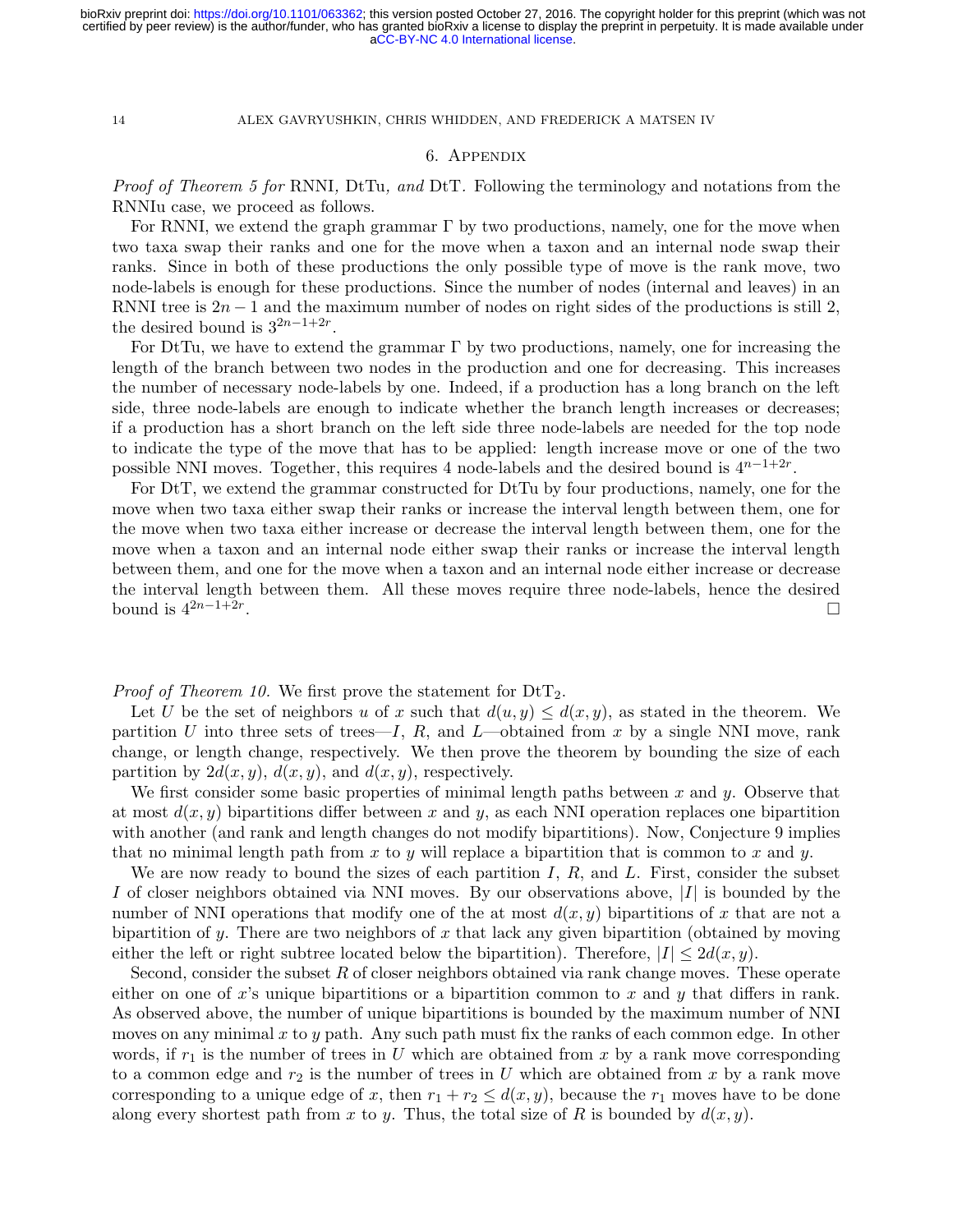## 6. Appendix

*Proof of Theorem 5 for* RNNI*,* DtTu*, and* DtT*.* Following the terminology and notations from the RNNIu case, we proceed as follows.

For RNNI, we extend the graph grammar $\Gamma$ by two productions, namely, one for the move when two taxa swap their ranks and one for the move when a taxon and an internal node swap their ranks. Since in both of these productions the only possible type of move is the rank move, two node-labels is enough for these productions. Since the number of nodes (internal and leaves) in an RNNI tree is $2n-1$ and the maximum number of nodes on right sides of the productions is still 2, the desired bound is $3^{2n-1+2r}$.

For DtTu, we have to extend the grammar $\Gamma$ by two productions, namely, one for increasing the length of the branch between two nodes in the production and one for decreasing. This increases the number of necessary node-labels by one. Indeed, if a production has a long branch on the left side, three node-labels are enough to indicate whether the branch length increases or decreases; if a production has a short branch on the left side three node-labels are needed for the top node to indicate the type of the move that has to be applied: length increase move or one of the two possible NNI moves. Together, this requires 4 node-labels and the desired bound is $4^{n-1+2r}$.

For DtT, we extend the grammar constructed for DtTu by four productions, namely, one for the move when two taxa either swap their ranks or increase the interval length between them, one for the move when two taxa either increase or decrease the interval length between them, one for the move when a taxon and an internal node either swap their ranks or increase the interval length between them, and one for the move when a taxon and an internal node either increase or decrease the interval length between them. All these moves require three node-labels, hence the desired bound is $4^{2n-1+2r}$. □

*Proof of Theorem 10.* We first prove the statement for $\text{DtT}_2$.

Let $U$ be the set of neighbors $u$ of $x$ such that $d(u,y) \le d(x,y)$, as stated in the theorem. We partition $U$ into three sets of trees—$I$, $R$, and $L$—obtained from $x$ by a single NNI move, rank change, or length change, respectively. We then prove the theorem by bounding the size of each partition by $2d(x,y)$, $d(x,y)$, and $d(x,y)$, respectively.

We first consider some basic properties of minimal length paths between $x$ and $y$. Observe that at most $d(x,y)$ bipartitions differ between $x$ and $y$, as each NNI operation replaces one bipartition with another (and rank and length changes do not modify bipartitions). Now, Conjecture 9 implies that no minimal length path from $x$ to $y$ will replace a bipartition that is common to $x$ and $y$.

We are now ready to bound the sizes of each partition $I$, $R$, and $L$. First, consider the subset $I$ of closer neighbors obtained via NNI moves. By our observations above, $|I|$ is bounded by the number of NNI operations that modify one of the at most $d(x,y)$ bipartitions of $x$ that are not a bipartition of $y$. There are two neighbors of $x$ that lack any given bipartition (obtained by moving either the left or right subtree located below the bipartition). Therefore, $|I| \le 2d(x,y)$.

Second, consider the subset $R$ of closer neighbors obtained via rank change moves. These operate either on one of $x$'s unique bipartitions or a bipartition common to $x$ and $y$ that differs in rank. As observed above, the number of unique bipartitions is bounded by the maximum number of NNI moves on any minimal $x$ to $y$ path. Any such path must fix the ranks of each common edge. In other words, if $r_1$ is the number of trees in $U$ which are obtained from $x$ by a rank move corresponding to a common edge and $r_2$ is the number of trees in $U$ which are obtained from $x$ by a rank move corresponding to a unique edge of $x$, then $r_1 + r_2 \le d(x,y)$, because the $r_1$ moves have to be done along every shortest path from $x$ to $y$. Thus, the total size of $R$ is bounded by $d(x,y)$.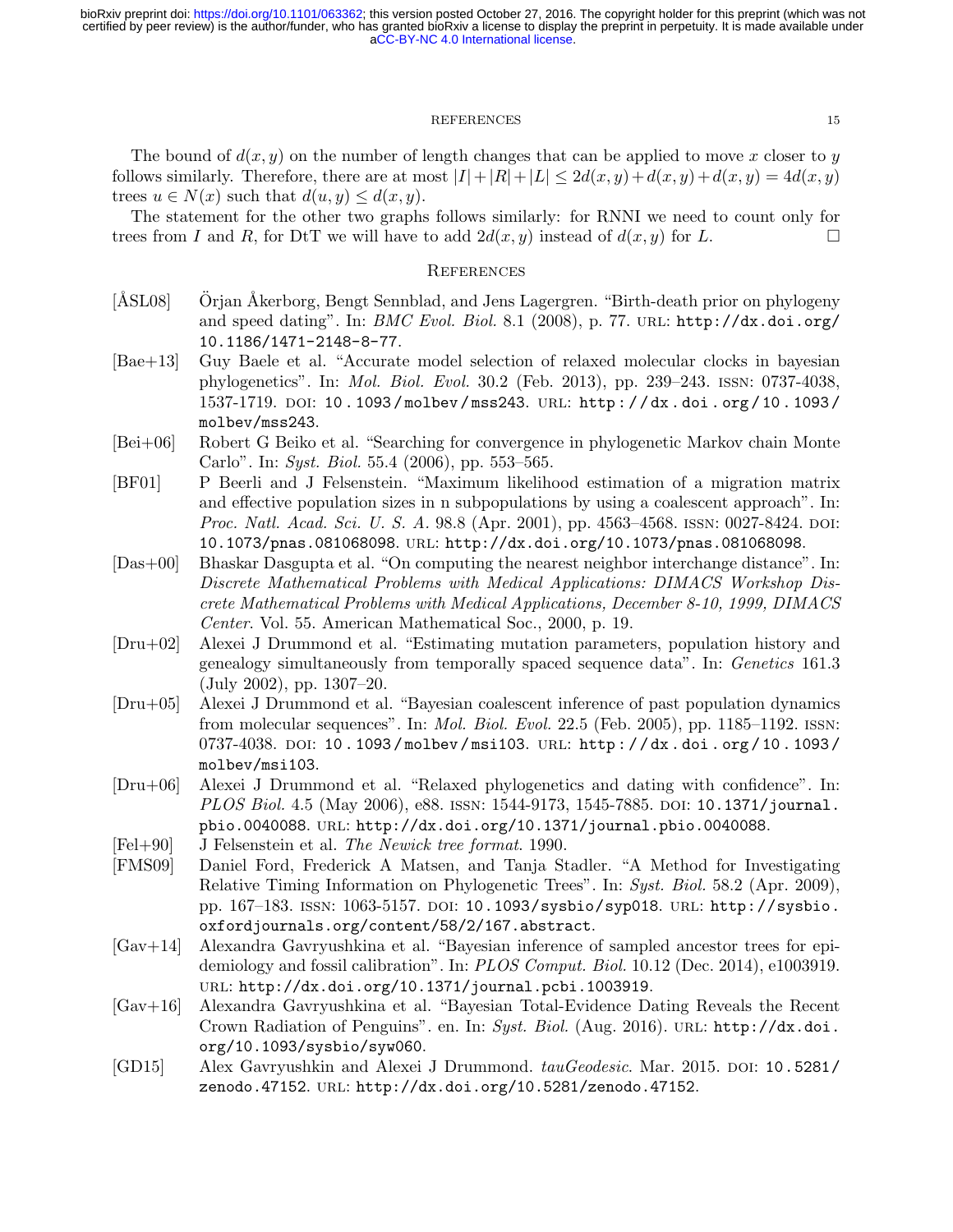The bound of $d(x, y)$ on the number of length changes that can be applied to move $x$ closer to $y$ follows similarly. Therefore, there are at most $|I| + |R| + |L| \leq 2d(x, y) + d(x, y) + d(x, y) = 4d(x, y)$ trees $u \in N(x)$ such that $d(u, y) \leq d(x, y)$.

The statement for the other two graphs follows similarly: for RNNI we need to count only for trees from $I$ and $R$, for DtT we will have to add $2d(x, y)$ instead of $d(x, y)$ for $L$. □

## References

[ÅSL08] Örjan Åkerborg, Bengt Sennblad, and Jens Lagergren. "Birth-death prior on phylogeny and speed dating". In: *BMC Evol. Biol.* 8.1 (2008), p. 77. URL: http://dx.doi.org/10.1186/1471-2148-8-77.

[Bae+13] Guy Baele et al. "Accurate model selection of relaxed molecular clocks in bayesian phylogenetics". In: *Mol. Biol. Evol.* 30.2 (Feb. 2013), pp. 239–243. ISSN: 0737-4038, 1537-1719. DOI: 10.1093/molbev/mss243. URL: http://dx.doi.org/10.1093/molbev/mss243.

[Bei+06] Robert G Beiko et al. "Searching for convergence in phylogenetic Markov chain Monte Carlo". In: *Syst. Biol.* 55.4 (2006), pp. 553–565.

[BF01] P Beerli and J Felsenstein. "Maximum likelihood estimation of a migration matrix and effective population sizes in n subpopulations by using a coalescent approach". In: *Proc. Natl. Acad. Sci. U. S. A.* 98.8 (Apr. 2001), pp. 4563–4568. ISSN: 0027-8424. DOI: 10.1073/pnas.081068098. URL: http://dx.doi.org/10.1073/pnas.081068098.

[Das+00] Bhaskar Dasgupta et al. "On computing the nearest neighbor interchange distance". In: *Discrete Mathematical Problems with Medical Applications: DIMACS Workshop Discrete Mathematical Problems with Medical Applications, December 8-10, 1999, DIMACS Center*. Vol. 55. American Mathematical Soc., 2000, p. 19.

[Dru+02] Alexei J Drummond et al. "Estimating mutation parameters, population history and genealogy simultaneously from temporally spaced sequence data". In: *Genetics* 161.3 (July 2002), pp. 1307–20.

[Dru+05] Alexei J Drummond et al. "Bayesian coalescent inference of past population dynamics from molecular sequences". In: *Mol. Biol. Evol.* 22.5 (Feb. 2005), pp. 1185–1192. ISSN: 0737-4038. DOI: 10.1093/molbev/msi103. URL: http://dx.doi.org/10.1093/molbev/msi103.

[Dru+06] Alexei J Drummond et al. "Relaxed phylogenetics and dating with confidence". In: *PLOS Biol.* 4.5 (May 2006), e88. ISSN: 1544-9173, 1545-7885. DOI: 10.1371/journal.pbio.0040088. URL: http://dx.doi.org/10.1371/journal.pbio.0040088.

[Fel+90] J Felsenstein et al. *The Newick tree format*. 1990.

[FMS09] Daniel Ford, Frederick A Matsen, and Tanja Stadler. "A Method for Investigating Relative Timing Information on Phylogenetic Trees". In: *Syst. Biol.* 58.2 (Apr. 2009), pp. 167–183. ISSN: 1063-5157. DOI: 10.1093/sysbio/syp018. URL: http://sysbio.oxfordjournals.org/content/58/2/167.abstract.

[Gav+14] Alexandra Gavryushkina et al. "Bayesian inference of sampled ancestor trees for epidemiology and fossil calibration". In: *PLOS Comput. Biol.* 10.12 (Dec. 2014), e1003919. URL: http://dx.doi.org/10.1371/journal.pcbi.1003919.

[Gav+16] Alexandra Gavryushkina et al. "Bayesian Total-Evidence Dating Reveals the Recent Crown Radiation of Penguins". en. In: *Syst. Biol.* (Aug. 2016). URL: http://dx.doi.org/10.1093/sysbio/syw060.

[GD15] Alex Gavryushkin and Alexei J Drummond. *tauGeodesic*. Mar. 2015. DOI: 10.5281/zenodo.47152. URL: http://dx.doi.org/10.5281/zenodo.47152.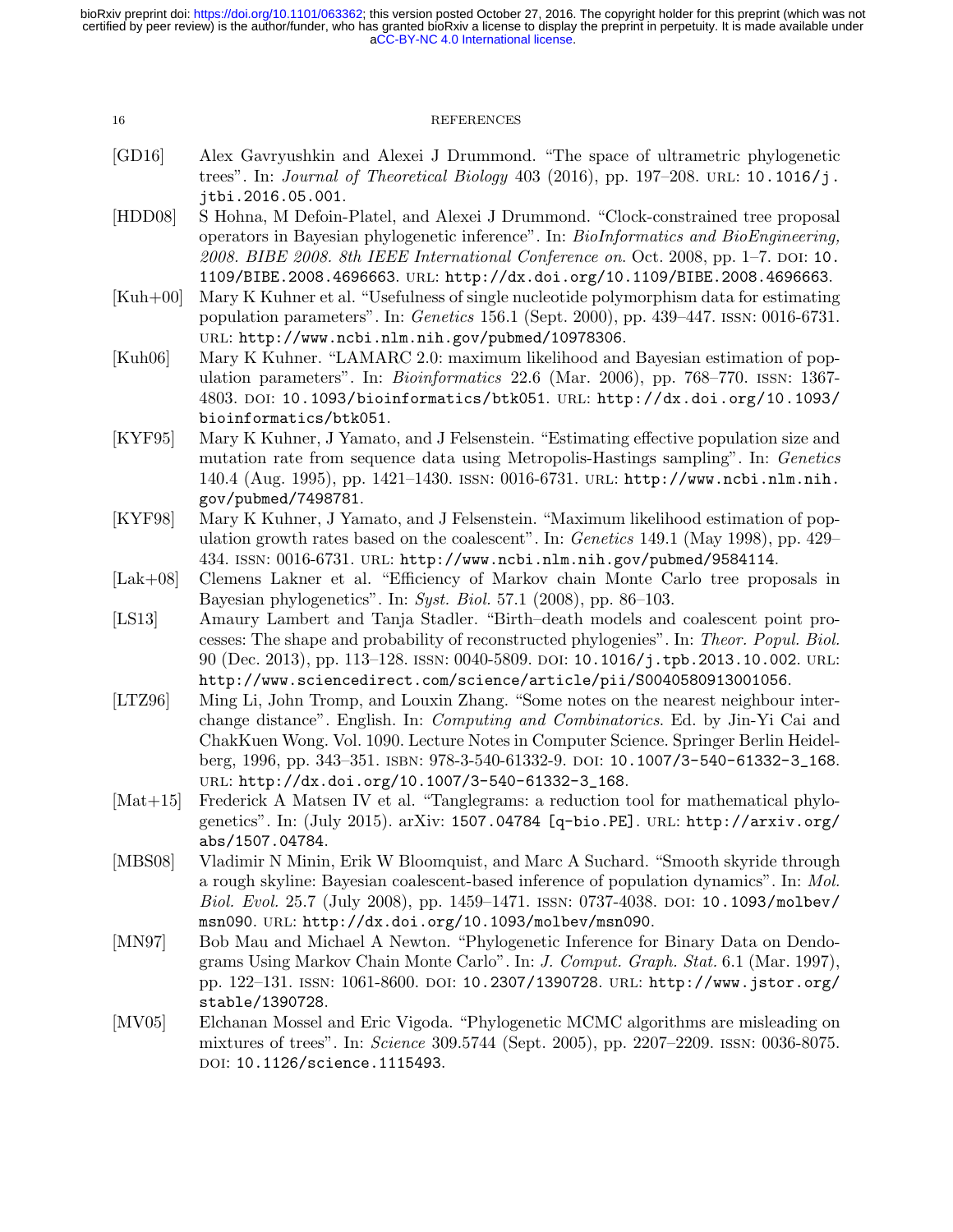- [GD16] Alex Gavryushkin and Alexei J Drummond. "The space of ultrametric phylogenetic trees". In: *Journal of Theoretical Biology* 403 (2016), pp. 197–208. URL: 10.1016/j.jtbi.2016.05.001.
- [HDD08] S Hohna, M Defoin-Platel, and Alexei J Drummond. "Clock-constrained tree proposal operators in Bayesian phylogenetic inference". In: *BioInformatics and BioEngineering, 2008. BIBE 2008. 8th IEEE International Conference on*. Oct. 2008, pp. 1–7. DOI: 10.1109/BIBE.2008.4696663. URL: http://dx.doi.org/10.1109/BIBE.2008.4696663.
- [Kuh+00] Mary K Kuhner et al. "Usefulness of single nucleotide polymorphism data for estimating population parameters". In: *Genetics* 156.1 (Sept. 2000), pp. 439–447. ISSN: 0016-6731. URL: http://www.ncbi.nlm.nih.gov/pubmed/10978306.
- [Kuh06] Mary K Kuhner. "LAMARC 2.0: maximum likelihood and Bayesian estimation of population parameters". In: *Bioinformatics* 22.6 (Mar. 2006), pp. 768–770. ISSN: 1367-4803. DOI: 10.1093/bioinformatics/btk051. URL: http://dx.doi.org/10.1093/bioinformatics/btk051.
- [KYF95] Mary K Kuhner, J Yamato, and J Felsenstein. "Estimating effective population size and mutation rate from sequence data using Metropolis-Hastings sampling". In: *Genetics* 140.4 (Aug. 1995), pp. 1421–1430. ISSN: 0016-6731. URL: http://www.ncbi.nlm.nih.gov/pubmed/7498781.
- [KYF98] Mary K Kuhner, J Yamato, and J Felsenstein. "Maximum likelihood estimation of population growth rates based on the coalescent". In: *Genetics* 149.1 (May 1998), pp. 429–434. ISSN: 0016-6731. URL: http://www.ncbi.nlm.nih.gov/pubmed/9584114.
- [Lak+08] Clemens Lakner et al. "Efficiency of Markov chain Monte Carlo tree proposals in Bayesian phylogenetics". In: *Syst. Biol.* 57.1 (2008), pp. 86–103.
- [LS13] Amaury Lambert and Tanja Stadler. "Birth–death models and coalescent point processes: The shape and probability of reconstructed phylogenies". In: *Theor. Popul. Biol.* 90 (Dec. 2013), pp. 113–128. ISSN: 0040-5809. DOI: 10.1016/j.tpb.2013.10.002. URL: http://www.sciencedirect.com/science/article/pii/S0040580913001056.
- [LTZ96] Ming Li, John Tromp, and Louxin Zhang. "Some notes on the nearest neighbour interchange distance". English. In: *Computing and Combinatorics*. Ed. by Jin-Yi Cai and ChakKuen Wong. Vol. 1090. Lecture Notes in Computer Science. Springer Berlin Heidelberg, 1996, pp. 343–351. ISBN: 978-3-540-61332-9. DOI: 10.1007/3-540-61332-3_168. URL: http://dx.doi.org/10.1007/3-540-61332-3_168.
- [Mat+15] Frederick A Matsen IV et al. "Tanglegrams: a reduction tool for mathematical phylogenetics". In: (July 2015). arXiv: 1507.04784 [q-bio.PE]. URL: http://arxiv.org/abs/1507.04784.
- [MBS08] Vladimir N Minin, Erik W Bloomquist, and Marc A Suchard. "Smooth skyride through a rough skyline: Bayesian coalescent-based inference of population dynamics". In: *Mol. Biol. Evol.* 25.7 (July 2008), pp. 1459–1471. ISSN: 0737-4038. DOI: 10.1093/molbev/msn090. URL: http://dx.doi.org/10.1093/molbev/msn090.
- [MN97] Bob Mau and Michael A Newton. "Phylogenetic Inference for Binary Data on Dendograms Using Markov Chain Monte Carlo". In: *J. Comput. Graph. Stat.* 6.1 (Mar. 1997), pp. 122–131. ISSN: 1061-8600. DOI: 10.2307/1390728. URL: http://www.jstor.org/stable/1390728.
- [MV05] Elchanan Mossel and Eric Vigoda. "Phylogenetic MCMC algorithms are misleading on mixtures of trees". In: *Science* 309.5744 (Sept. 2005), pp. 2207–2209. ISSN: 0036-8075. DOI: 10.1126/science.1115493.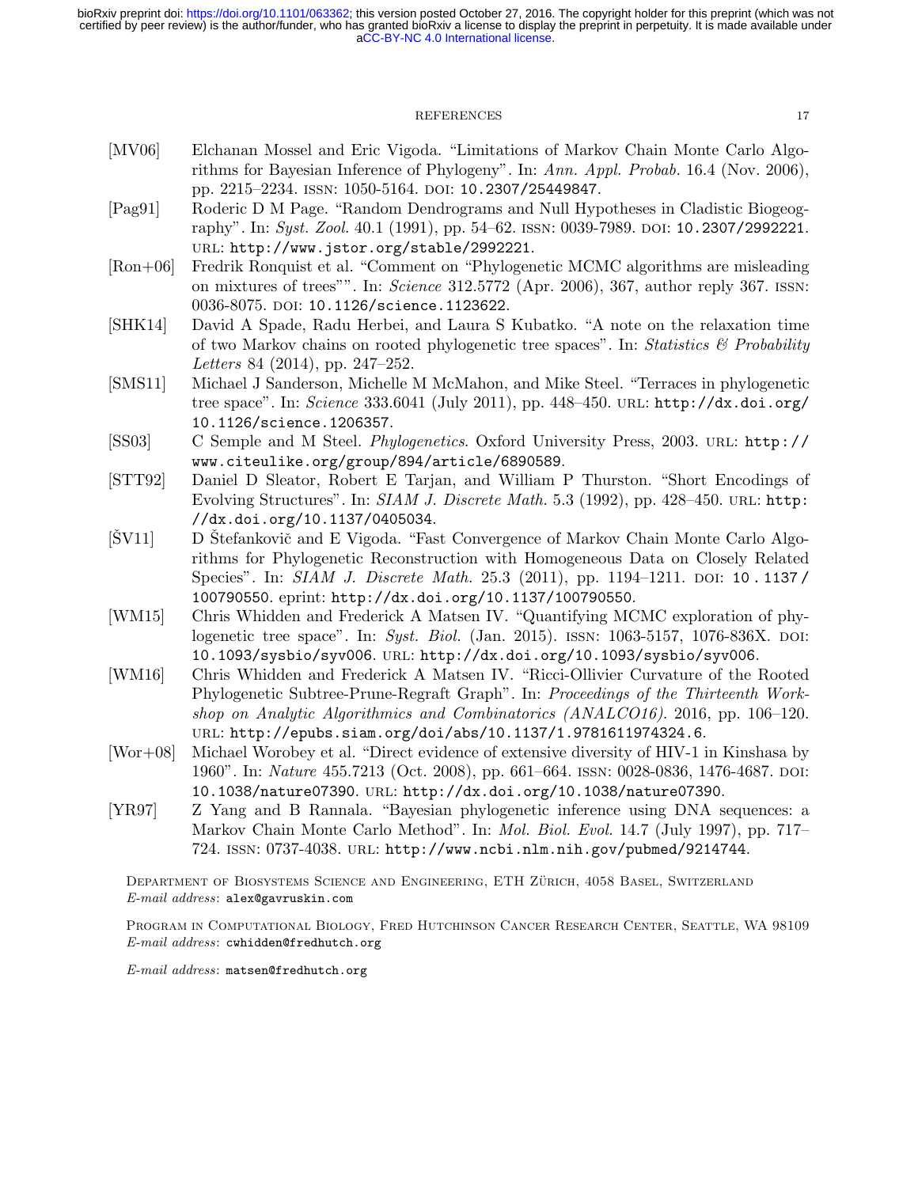[MV06] Elchanan Mossel and Eric Vigoda. "Limitations of Markov Chain Monte Carlo Algorithms for Bayesian Inference of Phylogeny". In: *Ann. Appl. Probab.* 16.4 (Nov. 2006), pp. 2215–2234. ISSN: 1050-5164. DOI: 10.2307/25449847.

[Pag91] Roderic D M Page. "Random Dendrograms and Null Hypotheses in Cladistic Biogeography". In: *Syst. Zool.* 40.1 (1991), pp. 54–62. ISSN: 0039-7989. DOI: 10.2307/2992221. URL: http://www.jstor.org/stable/2992221.

[Ron+06] Fredrik Ronquist et al. "Comment on "Phylogenetic MCMC algorithms are misleading on mixtures of trees"". In: *Science* 312.5772 (Apr. 2006), 367, author reply 367. ISSN: 0036-8075. DOI: 10.1126/science.1123622.

[SHK14] David A Spade, Radu Herbei, and Laura S Kubatko. "A note on the relaxation time of two Markov chains on rooted phylogenetic tree spaces". In: *Statistics & Probability Letters* 84 (2014), pp. 247–252.

[SMS11] Michael J Sanderson, Michelle M McMahon, and Mike Steel. "Terraces in phylogenetic tree space". In: *Science* 333.6041 (July 2011), pp. 448–450. URL: http://dx.doi.org/10.1126/science.1206357.

[SS03] C Semple and M Steel. *Phylogenetics*. Oxford University Press, 2003. URL: http://www.citeulike.org/group/894/article/6890589.

[STT92] Daniel D Sleator, Robert E Tarjan, and William P Thurston. "Short Encodings of Evolving Structures". In: *SIAM J. Discrete Math.* 5.3 (1992), pp. 428–450. URL: http://dx.doi.org/10.1137/0405034.

[ŠV11] D Štefankovič and E Vigoda. "Fast Convergence of Markov Chain Monte Carlo Algorithms for Phylogenetic Reconstruction with Homogeneous Data on Closely Related Species". In: *SIAM J. Discrete Math.* 25.3 (2011), pp. 1194–1211. DOI: 10.1137/100790550. eprint: http://dx.doi.org/10.1137/100790550.

[WM15] Chris Whidden and Frederick A Matsen IV. "Quantifying MCMC exploration of phylogenetic tree space". In: *Syst. Biol.* (Jan. 2015). ISSN: 1063-5157, 1076-836X. DOI: 10.1093/sysbio/syv006. URL: http://dx.doi.org/10.1093/sysbio/syv006.

[WM16] Chris Whidden and Frederick A Matsen IV. "Ricci-Ollivier Curvature of the Rooted Phylogenetic Subtree-Prune-Regraft Graph". In: *Proceedings of the Thirteenth Workshop on Analytic Algorithmics and Combinatorics (ANALCO16)*. 2016, pp. 106–120. URL: http://epubs.siam.org/doi/abs/10.1137/1.9781611974324.6.

[Wor+08] Michael Worobey et al. "Direct evidence of extensive diversity of HIV-1 in Kinshasa by 1960". In: *Nature* 455.7213 (Oct. 2008), pp. 661–664. ISSN: 0028-0836, 1476-4687. DOI: 10.1038/nature07390. URL: http://dx.doi.org/10.1038/nature07390.

[YR97] Z Yang and B Rannala. "Bayesian phylogenetic inference using DNA sequences: a Markov Chain Monte Carlo Method". In: *Mol. Biol. Evol.* 14.7 (July 1997), pp. 717–724. ISSN: 0737-4038. URL: http://www.ncbi.nlm.nih.gov/pubmed/9214744.

Department of Biosystems Science and Engineering, ETH Zürich, 4058 Basel, Switzerland
*E-mail address*: alex@gavruskin.com

Program in Computational Biology, Fred Hutchinson Cancer Research Center, Seattle, WA 98109
*E-mail address*: cwhidden@fredhutch.org

*E-mail address*: matsen@fredhutch.org